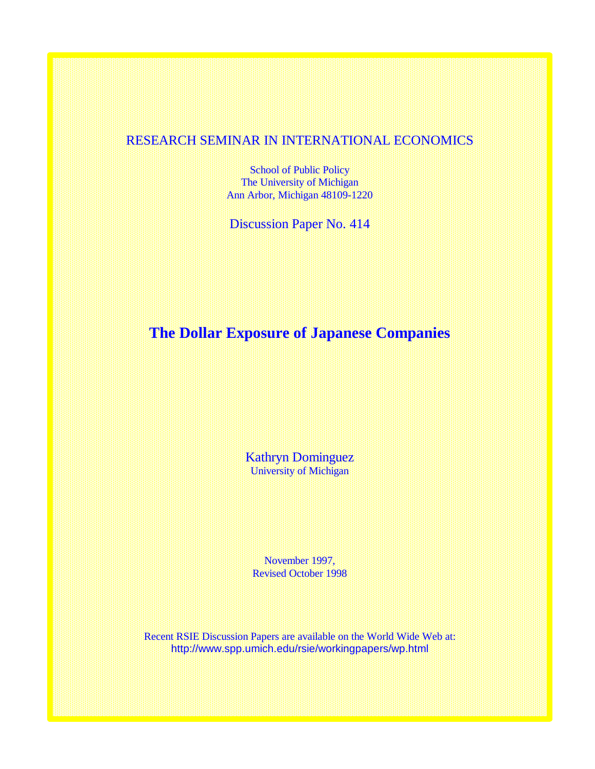RESEARCH SEMINAR IN INTERNATIONAL ECONOMICS

School of Public Policy
The University of Michigan
Ann Arbor, Michigan 48109-1220

Discussion Paper No. 414

# The Dollar Exposure of Japanese Companies

Kathryn Dominguez
University of Michigan

November 1997,
Revised October 1998

Recent RSIE Discussion Papers are available on the World Wide Web at:
http://www.spp.umich.edu/rsie/workingpapers/wp.html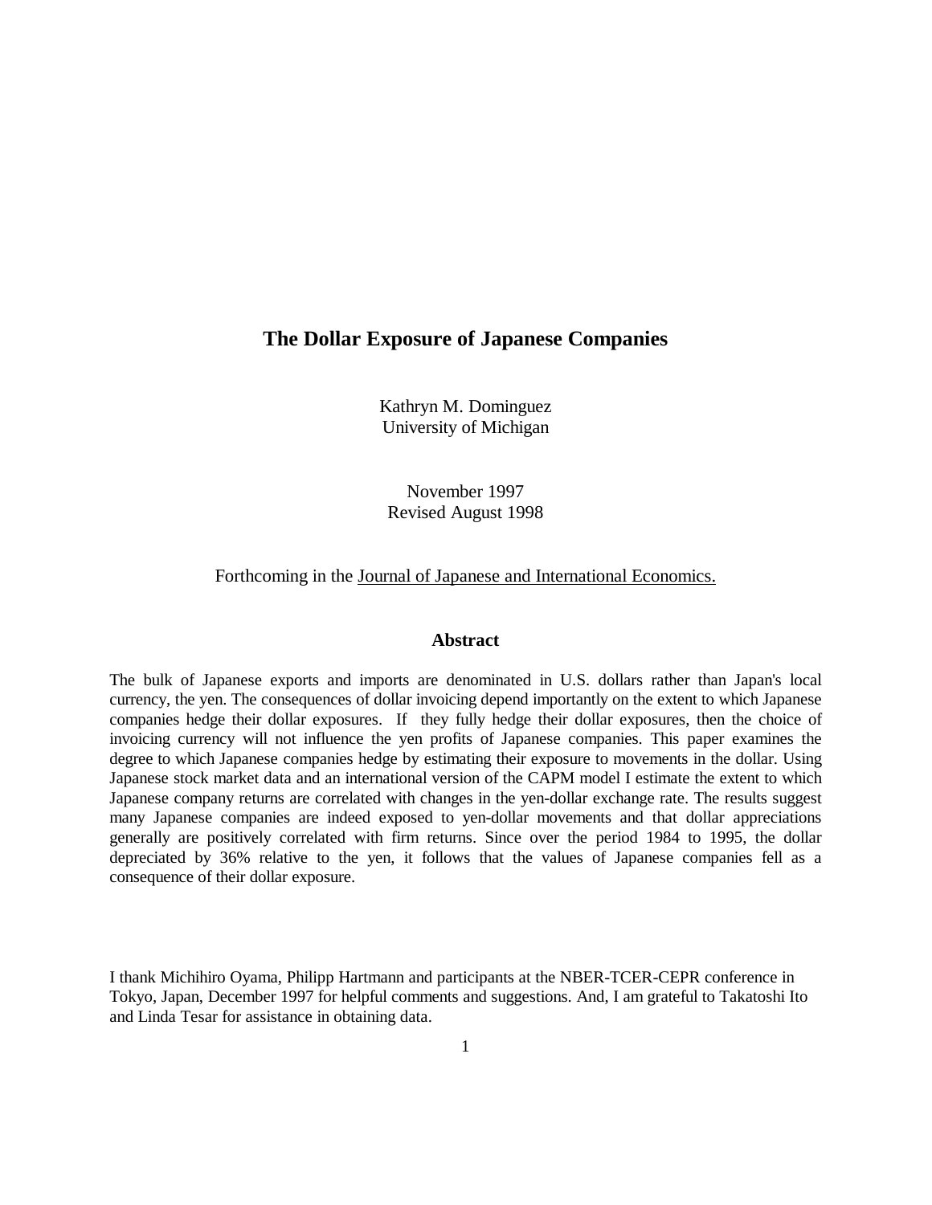# The Dollar Exposure of Japanese Companies

Kathryn M. Dominguez
University of Michigan

November 1997
Revised August 1998

Forthcoming in the Journal of Japanese and International Economics.

### Abstract

The bulk of Japanese exports and imports are denominated in U.S. dollars rather than Japan's local currency, the yen. The consequences of dollar invoicing depend importantly on the extent to which Japanese companies hedge their dollar exposures. If they fully hedge their dollar exposures, then the choice of invoicing currency will not influence the yen profits of Japanese companies. This paper examines the degree to which Japanese companies hedge by estimating their exposure to movements in the dollar. Using Japanese stock market data and an international version of the CAPM model I estimate the extent to which Japanese company returns are correlated with changes in the yen-dollar exchange rate. The results suggest many Japanese companies are indeed exposed to yen-dollar movements and that dollar appreciations generally are positively correlated with firm returns. Since over the period 1984 to 1995, the dollar depreciated by 36% relative to the yen, it follows that the values of Japanese companies fell as a consequence of their dollar exposure.

I thank Michihiro Oyama, Philipp Hartmann and participants at the NBER-TCER-CEPR conference in Tokyo, Japan, December 1997 for helpful comments and suggestions. And, I am grateful to Takatoshi Ito and Linda Tesar for assistance in obtaining data.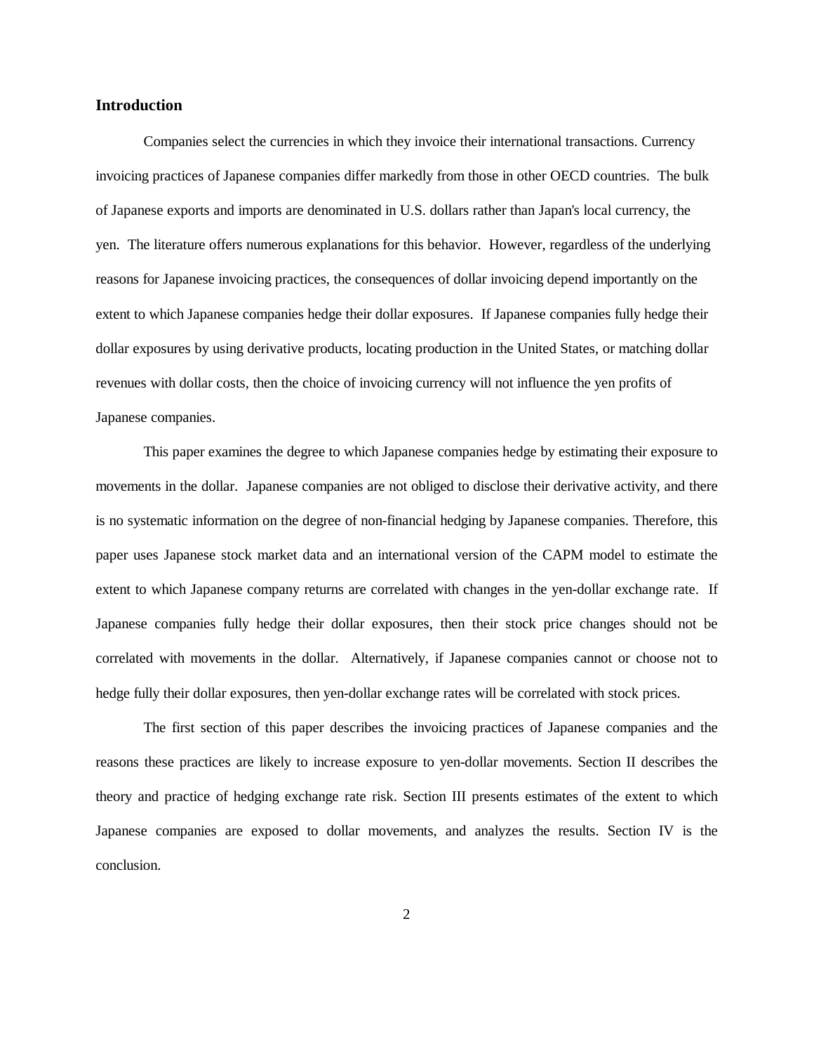## Introduction

Companies select the currencies in which they invoice their international transactions. Currency invoicing practices of Japanese companies differ markedly from those in other OECD countries. The bulk of Japanese exports and imports are denominated in U.S. dollars rather than Japan's local currency, the yen. The literature offers numerous explanations for this behavior. However, regardless of the underlying reasons for Japanese invoicing practices, the consequences of dollar invoicing depend importantly on the extent to which Japanese companies hedge their dollar exposures. If Japanese companies fully hedge their dollar exposures by using derivative products, locating production in the United States, or matching dollar revenues with dollar costs, then the choice of invoicing currency will not influence the yen profits of Japanese companies.

This paper examines the degree to which Japanese companies hedge by estimating their exposure to movements in the dollar. Japanese companies are not obliged to disclose their derivative activity, and there is no systematic information on the degree of non-financial hedging by Japanese companies. Therefore, this paper uses Japanese stock market data and an international version of the CAPM model to estimate the extent to which Japanese company returns are correlated with changes in the yen-dollar exchange rate. If Japanese companies fully hedge their dollar exposures, then their stock price changes should not be correlated with movements in the dollar. Alternatively, if Japanese companies cannot or choose not to hedge fully their dollar exposures, then yen-dollar exchange rates will be correlated with stock prices.

The first section of this paper describes the invoicing practices of Japanese companies and the reasons these practices are likely to increase exposure to yen-dollar movements. Section II describes the theory and practice of hedging exchange rate risk. Section III presents estimates of the extent to which Japanese companies are exposed to dollar movements, and analyzes the results. Section IV is the conclusion.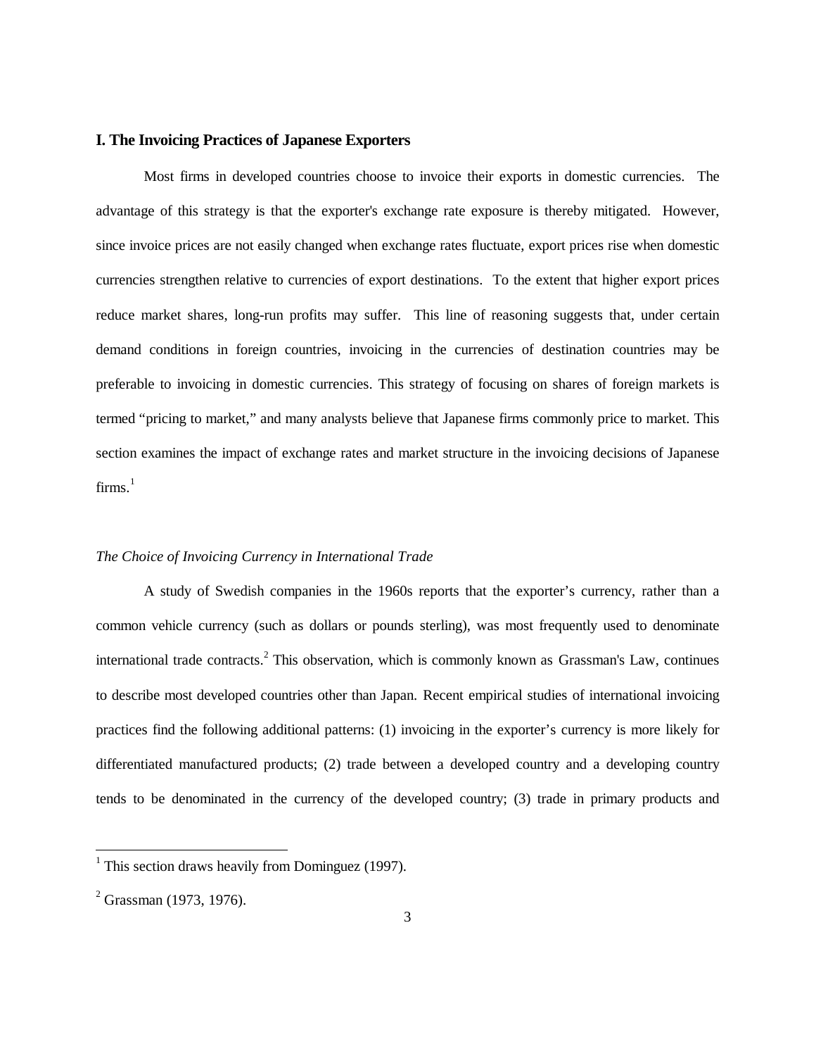## I. The Invoicing Practices of Japanese Exporters

Most firms in developed countries choose to invoice their exports in domestic currencies. The advantage of this strategy is that the exporter's exchange rate exposure is thereby mitigated. However, since invoice prices are not easily changed when exchange rates fluctuate, export prices rise when domestic currencies strengthen relative to currencies of export destinations. To the extent that higher export prices reduce market shares, long-run profits may suffer. This line of reasoning suggests that, under certain demand conditions in foreign countries, invoicing in the currencies of destination countries may be preferable to invoicing in domestic currencies. This strategy of focusing on shares of foreign markets is termed "pricing to market," and many analysts believe that Japanese firms commonly price to market. This section examines the impact of exchange rates and market structure in the invoicing decisions of Japanese firms.[1]

### *The Choice of Invoicing Currency in International Trade*

A study of Swedish companies in the 1960s reports that the exporter's currency, rather than a common vehicle currency (such as dollars or pounds sterling), was most frequently used to denominate international trade contracts.[2] This observation, which is commonly known as Grassman's Law, continues to describe most developed countries other than Japan. Recent empirical studies of international invoicing practices find the following additional patterns: (1) invoicing in the exporter's currency is more likely for differentiated manufactured products; (2) trade between a developed country and a developing country tends to be denominated in the currency of the developed country; (3) trade in primary products and

---

[1] This section draws heavily from Dominguez (1997).

[2] Grassman (1973, 1976).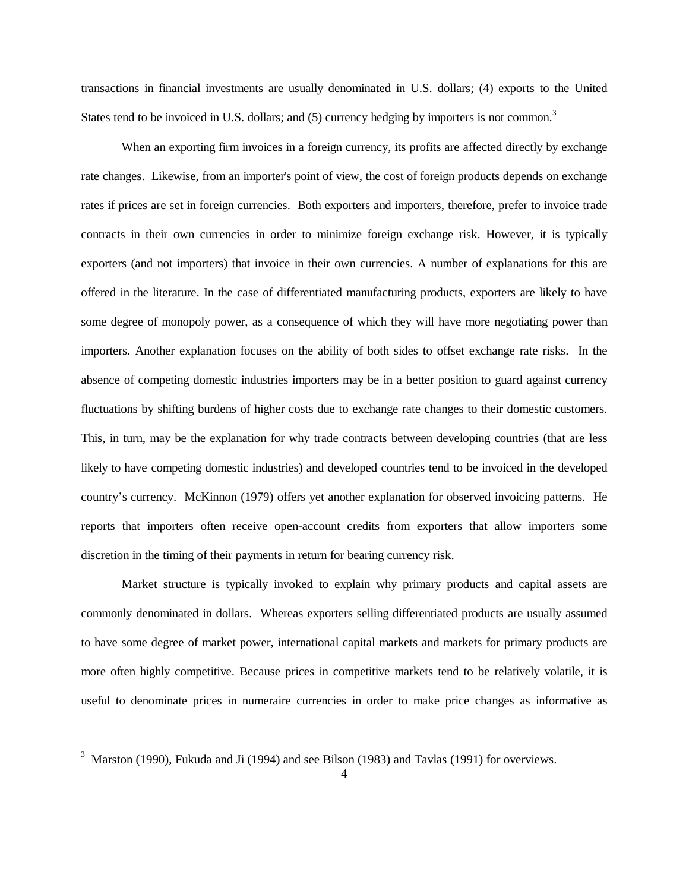transactions in financial investments are usually denominated in U.S. dollars; (4) exports to the United States tend to be invoiced in U.S. dollars; and (5) currency hedging by importers is not common.[3]

When an exporting firm invoices in a foreign currency, its profits are affected directly by exchange rate changes. Likewise, from an importer's point of view, the cost of foreign products depends on exchange rates if prices are set in foreign currencies. Both exporters and importers, therefore, prefer to invoice trade contracts in their own currencies in order to minimize foreign exchange risk. However, it is typically exporters (and not importers) that invoice in their own currencies. A number of explanations for this are offered in the literature. In the case of differentiated manufacturing products, exporters are likely to have some degree of monopoly power, as a consequence of which they will have more negotiating power than importers. Another explanation focuses on the ability of both sides to offset exchange rate risks. In the absence of competing domestic industries importers may be in a better position to guard against currency fluctuations by shifting burdens of higher costs due to exchange rate changes to their domestic customers. This, in turn, may be the explanation for why trade contracts between developing countries (that are less likely to have competing domestic industries) and developed countries tend to be invoiced in the developed country's currency. McKinnon (1979) offers yet another explanation for observed invoicing patterns. He reports that importers often receive open-account credits from exporters that allow importers some discretion in the timing of their payments in return for bearing currency risk.

Market structure is typically invoked to explain why primary products and capital assets are commonly denominated in dollars. Whereas exporters selling differentiated products are usually assumed to have some degree of market power, international capital markets and markets for primary products are more often highly competitive. Because prices in competitive markets tend to be relatively volatile, it is useful to denominate prices in numeraire currencies in order to make price changes as informative as

[3] Marston (1990), Fukuda and Ji (1994) and see Bilson (1983) and Tavlas (1991) for overviews.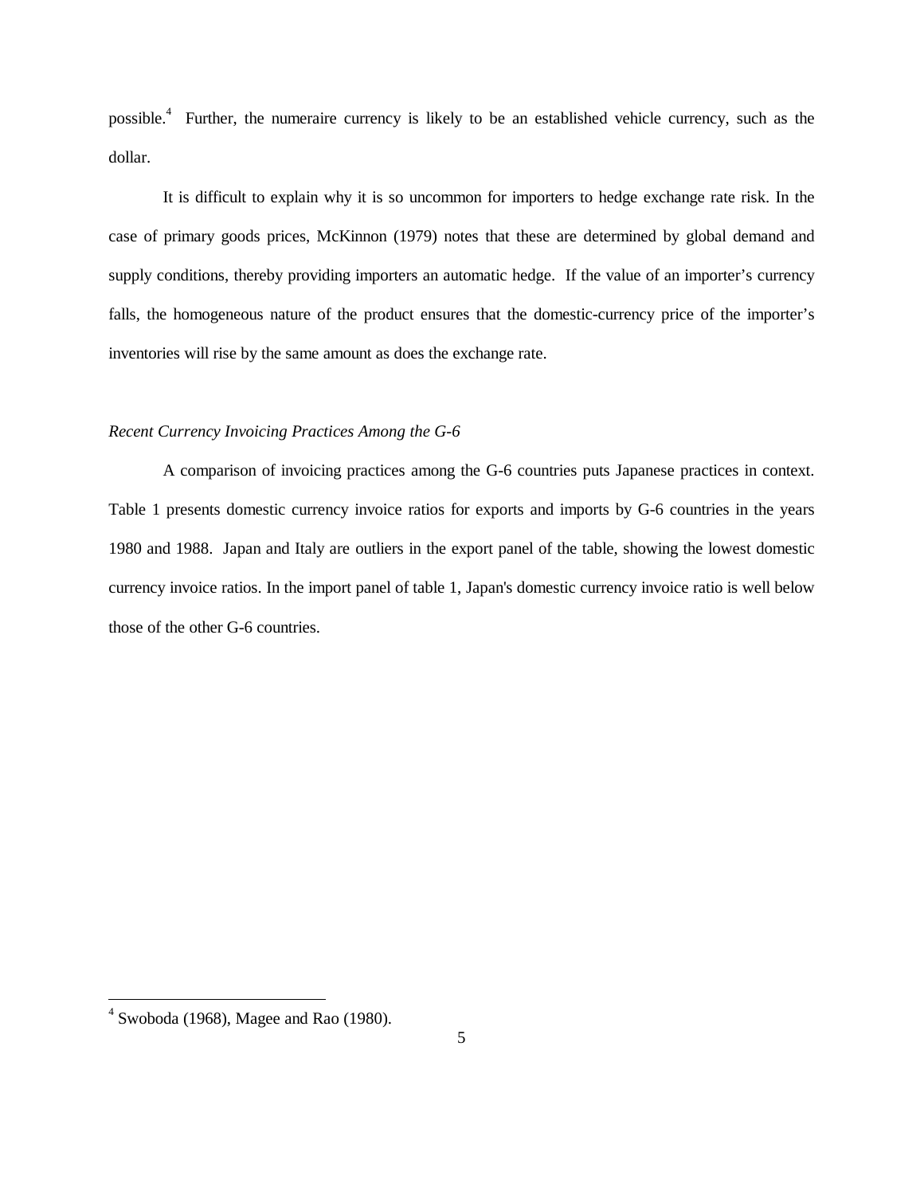possible.[4] Further, the numeraire currency is likely to be an established vehicle currency, such as the dollar.

It is difficult to explain why it is so uncommon for importers to hedge exchange rate risk. In the case of primary goods prices, McKinnon (1979) notes that these are determined by global demand and supply conditions, thereby providing importers an automatic hedge. If the value of an importer's currency falls, the homogeneous nature of the product ensures that the domestic-currency price of the importer's inventories will rise by the same amount as does the exchange rate.

*Recent Currency Invoicing Practices Among the G-6*

A comparison of invoicing practices among the G-6 countries puts Japanese practices in context. Table 1 presents domestic currency invoice ratios for exports and imports by G-6 countries in the years 1980 and 1988. Japan and Italy are outliers in the export panel of the table, showing the lowest domestic currency invoice ratios. In the import panel of table 1, Japan's domestic currency invoice ratio is well below those of the other G-6 countries.

[4] Swoboda (1968), Magee and Rao (1980).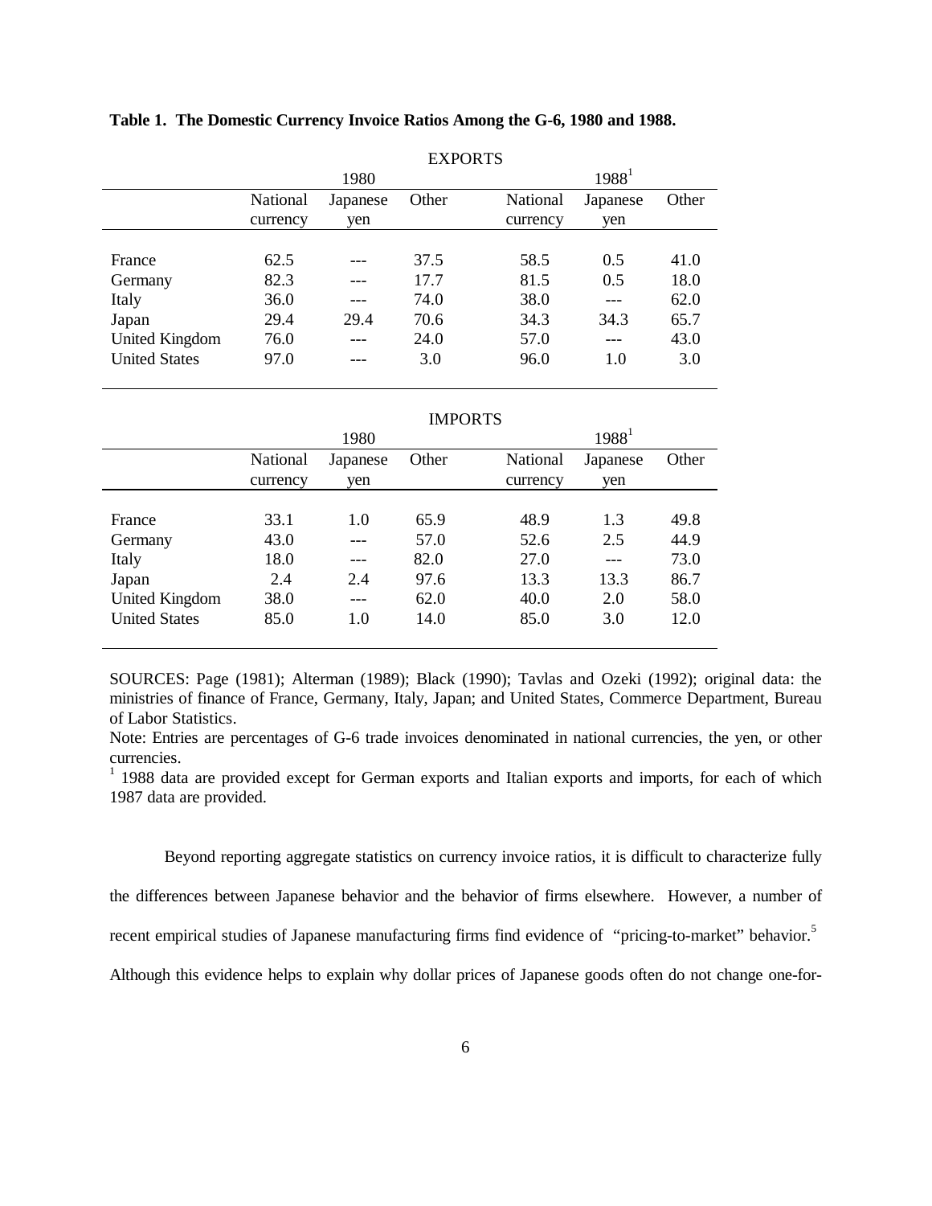**Table 1. The Domestic Currency Invoice Ratios Among the G-6, 1980 and 1988.**

| | EXPORTS | | | | | |
|---|---|---|---|---|---|---|
| | 1980 | | | 1988[1] | | |
| | National currency | Japanese yen | Other | National currency | Japanese yen | Other |
| France | 62.5 | --- | 37.5 | 58.5 | 0.5 | 41.0 |
| Germany | 82.3 | --- | 17.7 | 81.5 | 0.5 | 18.0 |
| Italy | 36.0 | --- | 74.0 | 38.0 | --- | 62.0 |
| Japan | 29.4 | 29.4 | 70.6 | 34.3 | 34.3 | 65.7 |
| United Kingdom | 76.0 | --- | 24.0 | 57.0 | --- | 43.0 |
| United States | 97.0 | --- | 3.0 | 96.0 | 1.0 | 3.0 |

| | IMPORTS | | | | | |
|---|---|---|---|---|---|---|
| | 1980 | | | 1988[1] | | |
| | National currency | Japanese yen | Other | National currency | Japanese yen | Other |
| France | 33.1 | 1.0 | 65.9 | 48.9 | 1.3 | 49.8 |
| Germany | 43.0 | --- | 57.0 | 52.6 | 2.5 | 44.9 |
| Italy | 18.0 | --- | 82.0 | 27.0 | --- | 73.0 |
| Japan | 2.4 | 2.4 | 97.6 | 13.3 | 13.3 | 86.7 |
| United Kingdom | 38.0 | --- | 62.0 | 40.0 | 2.0 | 58.0 |
| United States | 85.0 | 1.0 | 14.0 | 85.0 | 3.0 | 12.0 |

SOURCES: Page (1981); Alterman (1989); Black (1990); Tavlas and Ozeki (1992); original data: the ministries of finance of France, Germany, Italy, Japan; and United States, Commerce Department, Bureau of Labor Statistics.

Note: Entries are percentages of G-6 trade invoices denominated in national currencies, the yen, or other currencies.

[1] 1988 data are provided except for German exports and Italian exports and imports, for each of which 1987 data are provided.

Beyond reporting aggregate statistics on currency invoice ratios, it is difficult to characterize fully the differences between Japanese behavior and the behavior of firms elsewhere. However, a number of recent empirical studies of Japanese manufacturing firms find evidence of "pricing-to-market" behavior.[5] Although this evidence helps to explain why dollar prices of Japanese goods often do not change one-for-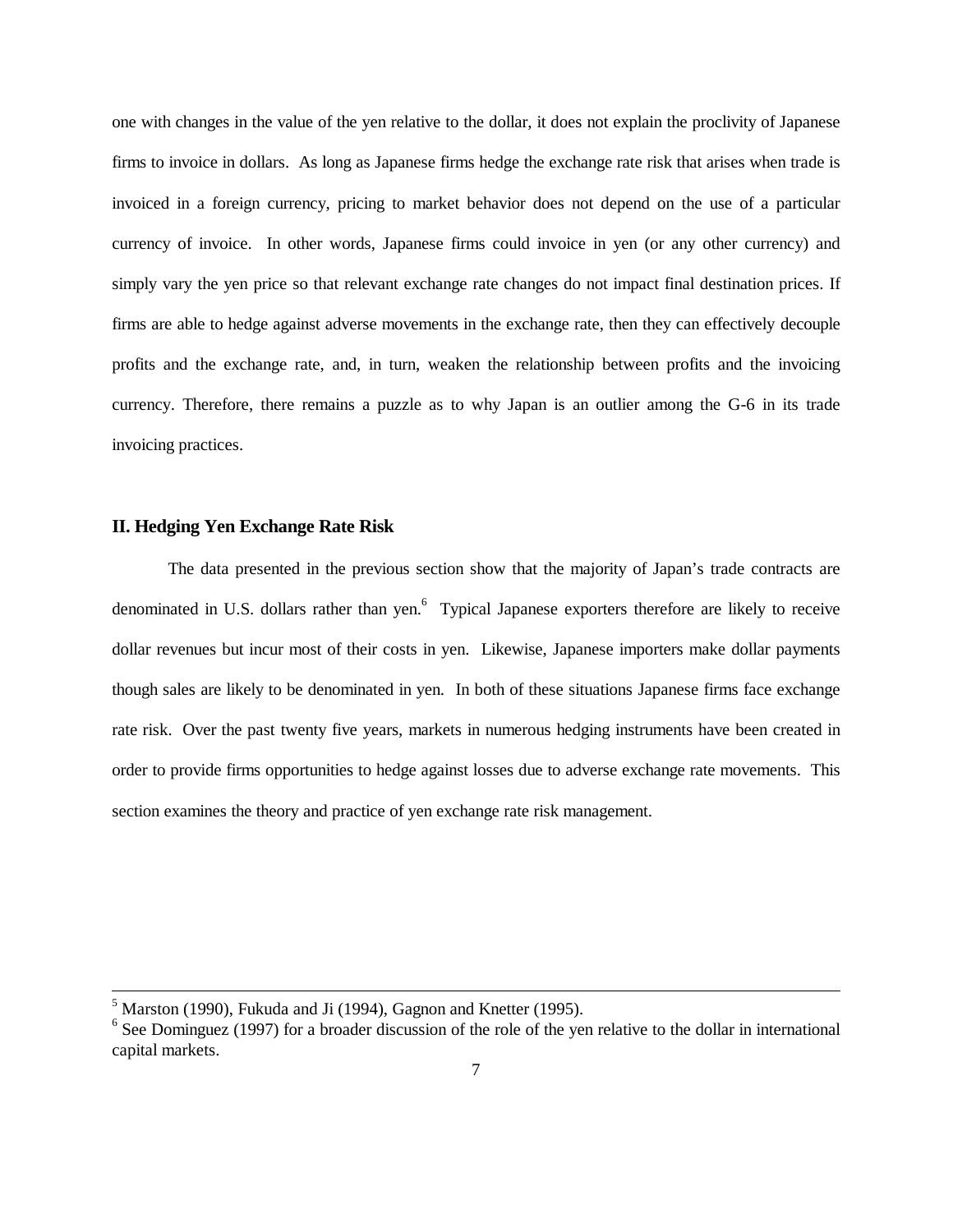one with changes in the value of the yen relative to the dollar, it does not explain the proclivity of Japanese firms to invoice in dollars. As long as Japanese firms hedge the exchange rate risk that arises when trade is invoiced in a foreign currency, pricing to market behavior does not depend on the use of a particular currency of invoice. In other words, Japanese firms could invoice in yen (or any other currency) and simply vary the yen price so that relevant exchange rate changes do not impact final destination prices. If firms are able to hedge against adverse movements in the exchange rate, then they can effectively decouple profits and the exchange rate, and, in turn, weaken the relationship between profits and the invoicing currency. Therefore, there remains a puzzle as to why Japan is an outlier among the G-6 in its trade invoicing practices.

## II. Hedging Yen Exchange Rate Risk

The data presented in the previous section show that the majority of Japan's trade contracts are denominated in U.S. dollars rather than yen.[6] Typical Japanese exporters therefore are likely to receive dollar revenues but incur most of their costs in yen. Likewise, Japanese importers make dollar payments though sales are likely to be denominated in yen. In both of these situations Japanese firms face exchange rate risk. Over the past twenty five years, markets in numerous hedging instruments have been created in order to provide firms opportunities to hedge against losses due to adverse exchange rate movements. This section examines the theory and practice of yen exchange rate risk management.

---

[5] Marston (1990), Fukuda and Ji (1994), Gagnon and Knetter (1995).

[6] See Dominguez (1997) for a broader discussion of the role of the yen relative to the dollar in international capital markets.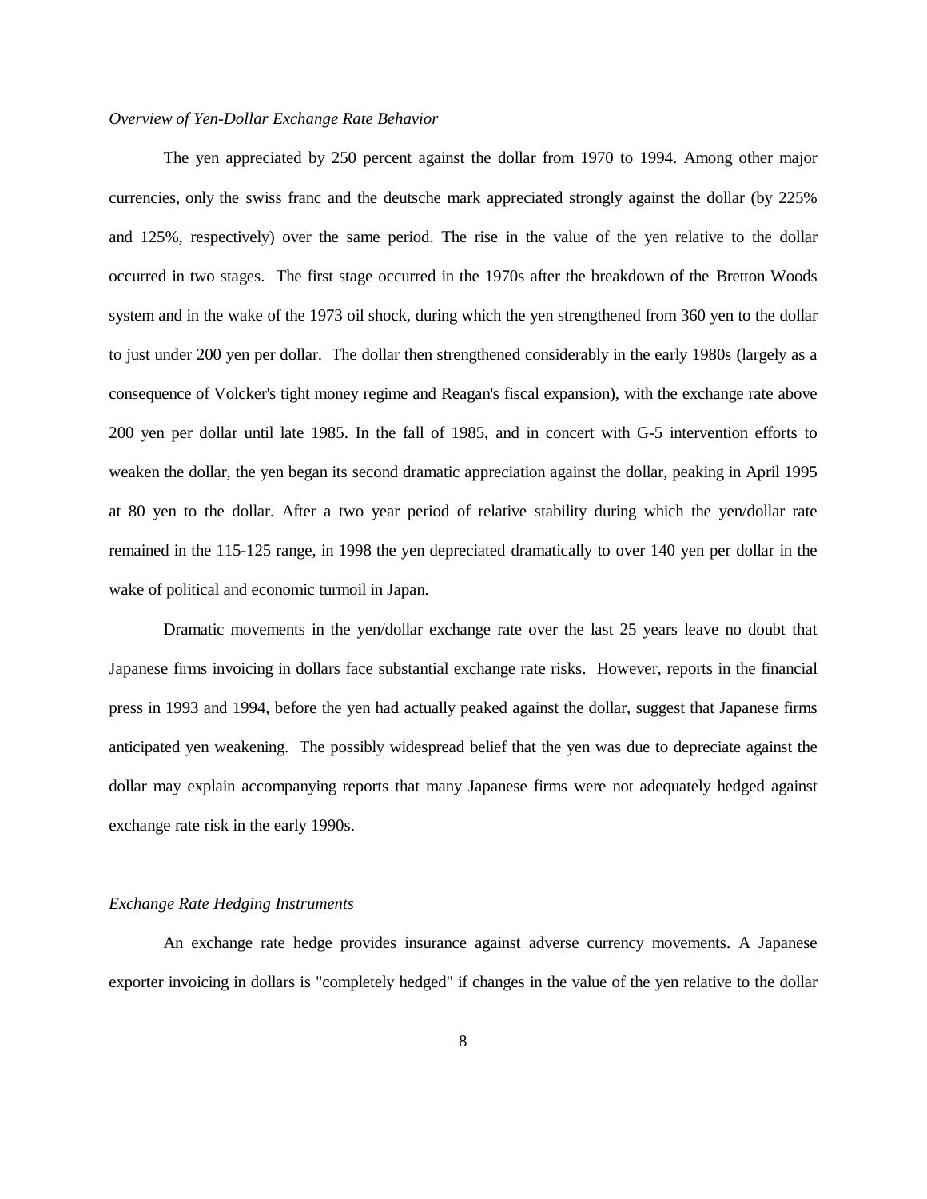*Overview of Yen-Dollar Exchange Rate Behavior*

The yen appreciated by 250 percent against the dollar from 1970 to 1994. Among other major currencies, only the swiss franc and the deutsche mark appreciated strongly against the dollar (by 225% and 125%, respectively) over the same period. The rise in the value of the yen relative to the dollar occurred in two stages. The first stage occurred in the 1970s after the breakdown of the Bretton Woods system and in the wake of the 1973 oil shock, during which the yen strengthened from 360 yen to the dollar to just under 200 yen per dollar. The dollar then strengthened considerably in the early 1980s (largely as a consequence of Volcker's tight money regime and Reagan's fiscal expansion), with the exchange rate above 200 yen per dollar until late 1985. In the fall of 1985, and in concert with G-5 intervention efforts to weaken the dollar, the yen began its second dramatic appreciation against the dollar, peaking in April 1995 at 80 yen to the dollar. After a two year period of relative stability during which the yen/dollar rate remained in the 115-125 range, in 1998 the yen depreciated dramatically to over 140 yen per dollar in the wake of political and economic turmoil in Japan.

Dramatic movements in the yen/dollar exchange rate over the last 25 years leave no doubt that Japanese firms invoicing in dollars face substantial exchange rate risks. However, reports in the financial press in 1993 and 1994, before the yen had actually peaked against the dollar, suggest that Japanese firms anticipated yen weakening. The possibly widespread belief that the yen was due to depreciate against the dollar may explain accompanying reports that many Japanese firms were not adequately hedged against exchange rate risk in the early 1990s.

*Exchange Rate Hedging Instruments*

An exchange rate hedge provides insurance against adverse currency movements. A Japanese exporter invoicing in dollars is "completely hedged" if changes in the value of the yen relative to the dollar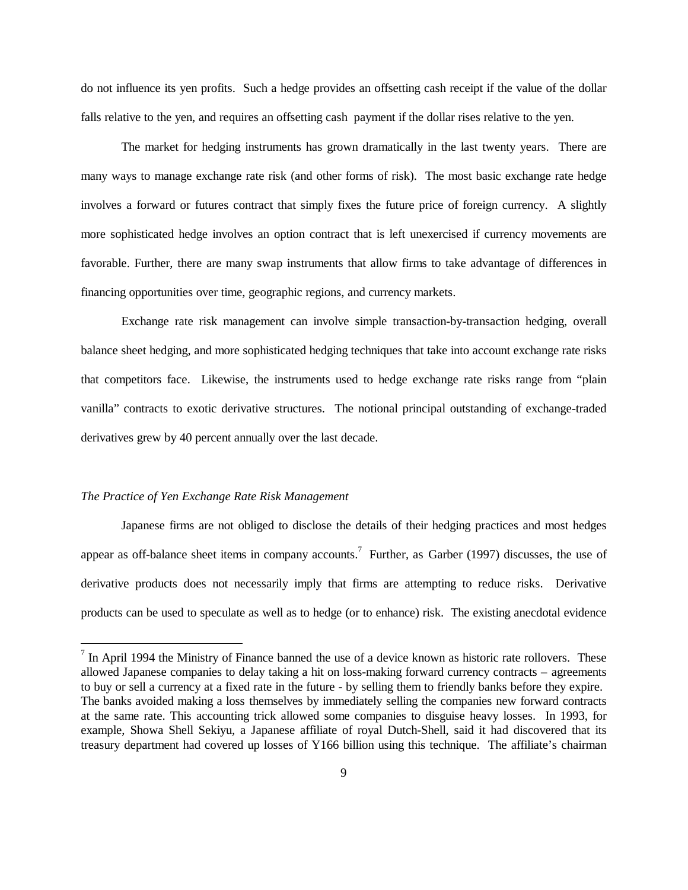do not influence its yen profits. Such a hedge provides an offsetting cash receipt if the value of the dollar falls relative to the yen, and requires an offsetting cash payment if the dollar rises relative to the yen.

The market for hedging instruments has grown dramatically in the last twenty years. There are many ways to manage exchange rate risk (and other forms of risk). The most basic exchange rate hedge involves a forward or futures contract that simply fixes the future price of foreign currency. A slightly more sophisticated hedge involves an option contract that is left unexercised if currency movements are favorable. Further, there are many swap instruments that allow firms to take advantage of differences in financing opportunities over time, geographic regions, and currency markets.

Exchange rate risk management can involve simple transaction-by-transaction hedging, overall balance sheet hedging, and more sophisticated hedging techniques that take into account exchange rate risks that competitors face. Likewise, the instruments used to hedge exchange rate risks range from "plain vanilla" contracts to exotic derivative structures. The notional principal outstanding of exchange-traded derivatives grew by 40 percent annually over the last decade.

*The Practice of Yen Exchange Rate Risk Management*

Japanese firms are not obliged to disclose the details of their hedging practices and most hedges appear as off-balance sheet items in company accounts.[7] Further, as Garber (1997) discusses, the use of derivative products does not necessarily imply that firms are attempting to reduce risks. Derivative products can be used to speculate as well as to hedge (or to enhance) risk. The existing anecdotal evidence

[7] In April 1994 the Ministry of Finance banned the use of a device known as historic rate rollovers. These allowed Japanese companies to delay taking a hit on loss-making forward currency contracts – agreements to buy or sell a currency at a fixed rate in the future - by selling them to friendly banks before they expire. The banks avoided making a loss themselves by immediately selling the companies new forward contracts at the same rate. This accounting trick allowed some companies to disguise heavy losses. In 1993, for example, Showa Shell Sekiyu, a Japanese affiliate of royal Dutch-Shell, said it had discovered that its treasury department had covered up losses of Y166 billion using this technique. The affiliate's chairman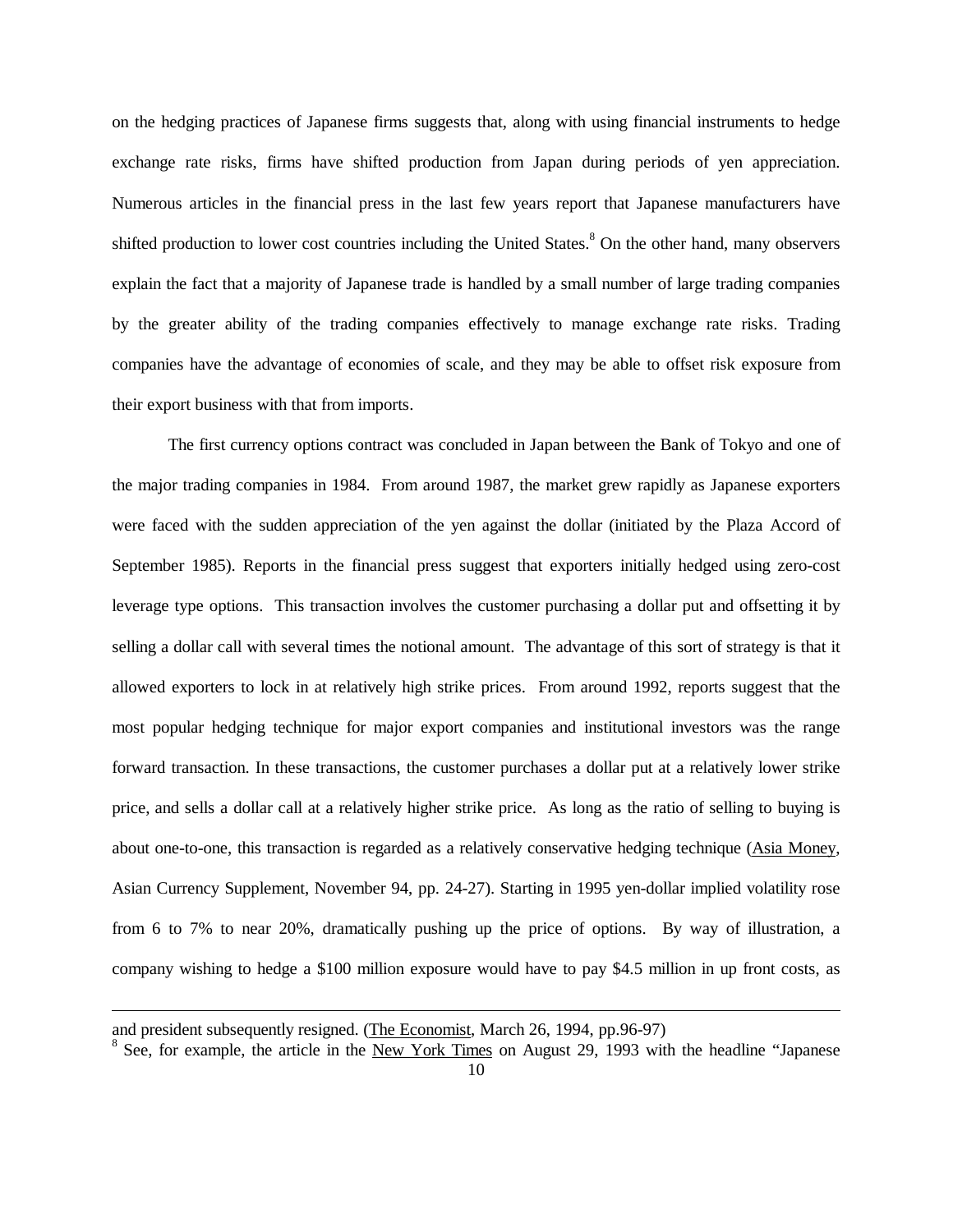on the hedging practices of Japanese firms suggests that, along with using financial instruments to hedge exchange rate risks, firms have shifted production from Japan during periods of yen appreciation. Numerous articles in the financial press in the last few years report that Japanese manufacturers have shifted production to lower cost countries including the United States.[8] On the other hand, many observers explain the fact that a majority of Japanese trade is handled by a small number of large trading companies by the greater ability of the trading companies effectively to manage exchange rate risks. Trading companies have the advantage of economies of scale, and they may be able to offset risk exposure from their export business with that from imports.

The first currency options contract was concluded in Japan between the Bank of Tokyo and one of the major trading companies in 1984. From around 1987, the market grew rapidly as Japanese exporters were faced with the sudden appreciation of the yen against the dollar (initiated by the Plaza Accord of September 1985). Reports in the financial press suggest that exporters initially hedged using zero-cost leverage type options. This transaction involves the customer purchasing a dollar put and offsetting it by selling a dollar call with several times the notional amount. The advantage of this sort of strategy is that it allowed exporters to lock in at relatively high strike prices. From around 1992, reports suggest that the most popular hedging technique for major export companies and institutional investors was the range forward transaction. In these transactions, the customer purchases a dollar put at a relatively lower strike price, and sells a dollar call at a relatively higher strike price. As long as the ratio of selling to buying is about one-to-one, this transaction is regarded as a relatively conservative hedging technique (Asia Money, Asian Currency Supplement, November 94, pp. 24-27). Starting in 1995 yen-dollar implied volatility rose from 6 to 7% to near 20%, dramatically pushing up the price of options. By way of illustration, a company wishing to hedge a $100 million exposure would have to pay $4.5 million in up front costs, as

---

and president subsequently resigned. (The Economist, March 26, 1994, pp.96-97)

[8] See, for example, the article in the New York Times on August 29, 1993 with the headline "Japanese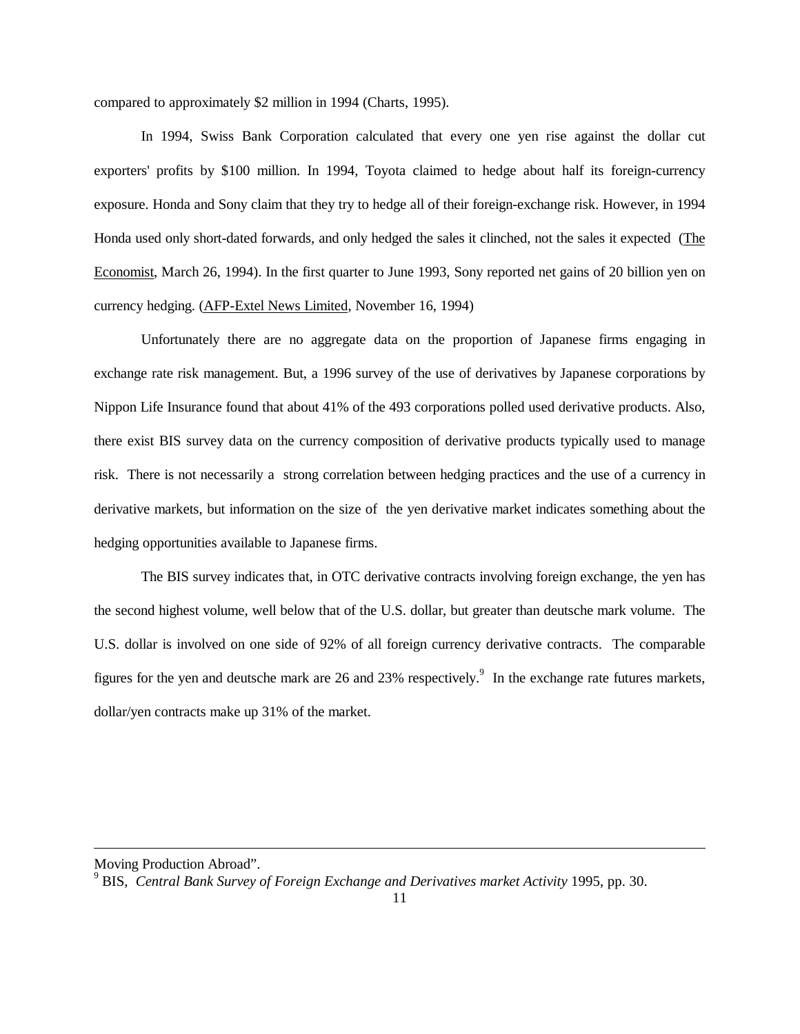compared to approximately $2 million in 1994 (Charts, 1995).

In 1994, Swiss Bank Corporation calculated that every one yen rise against the dollar cut exporters' profits by $100 million. In 1994, Toyota claimed to hedge about half its foreign-currency exposure. Honda and Sony claim that they try to hedge all of their foreign-exchange risk. However, in 1994 Honda used only short-dated forwards, and only hedged the sales it clinched, not the sales it expected (The Economist, March 26, 1994). In the first quarter to June 1993, Sony reported net gains of 20 billion yen on currency hedging. (AFP-Extel News Limited, November 16, 1994)

Unfortunately there are no aggregate data on the proportion of Japanese firms engaging in exchange rate risk management. But, a 1996 survey of the use of derivatives by Japanese corporations by Nippon Life Insurance found that about 41% of the 493 corporations polled used derivative products. Also, there exist BIS survey data on the currency composition of derivative products typically used to manage risk. There is not necessarily a strong correlation between hedging practices and the use of a currency in derivative markets, but information on the size of the yen derivative market indicates something about the hedging opportunities available to Japanese firms.

The BIS survey indicates that, in OTC derivative contracts involving foreign exchange, the yen has the second highest volume, well below that of the U.S. dollar, but greater than deutsche mark volume. The U.S. dollar is involved on one side of 92% of all foreign currency derivative contracts. The comparable figures for the yen and deutsche mark are 26 and 23% respectively.[9] In the exchange rate futures markets, dollar/yen contracts make up 31% of the market.

---

Moving Production Abroad".

[9] BIS, *Central Bank Survey of Foreign Exchange and Derivatives market Activity* 1995, pp. 30.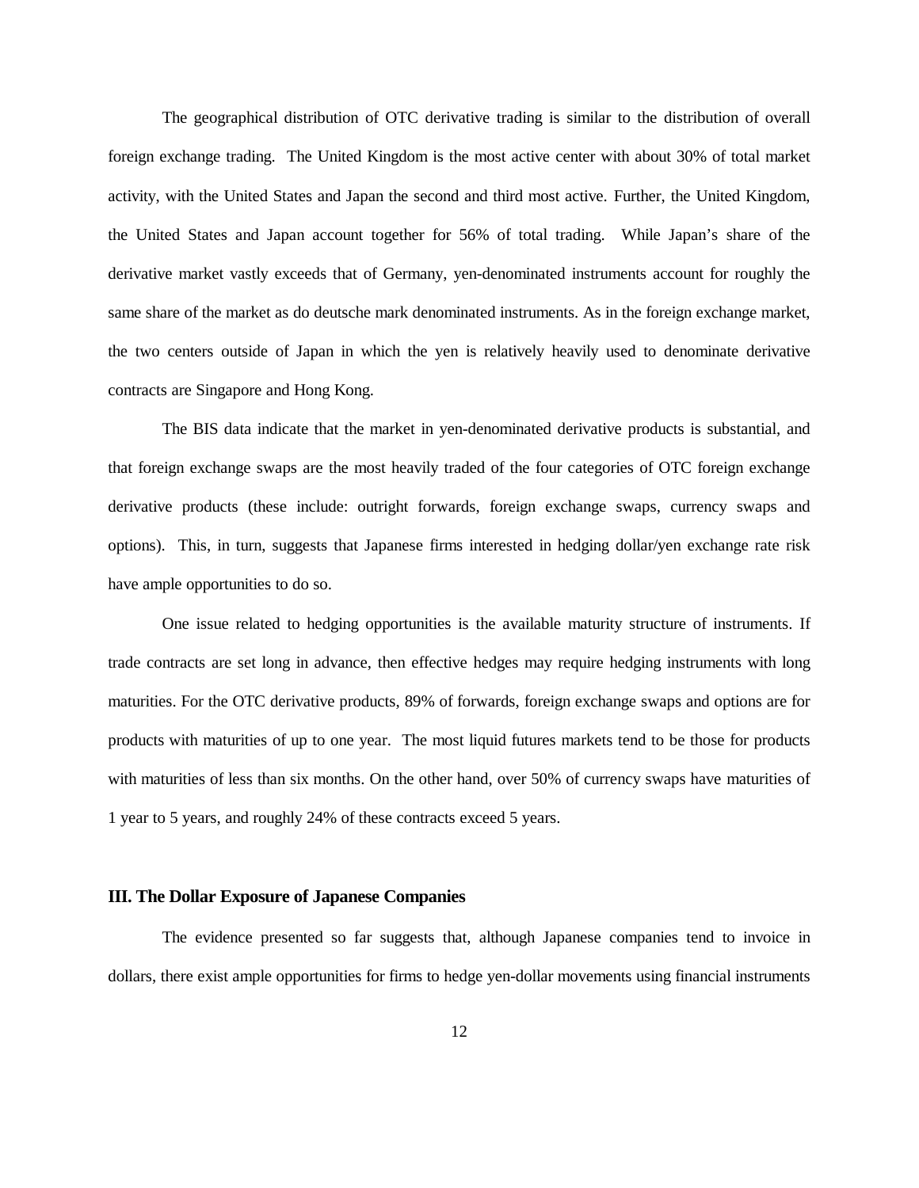The geographical distribution of OTC derivative trading is similar to the distribution of overall foreign exchange trading. The United Kingdom is the most active center with about 30% of total market activity, with the United States and Japan the second and third most active. Further, the United Kingdom, the United States and Japan account together for 56% of total trading. While Japan's share of the derivative market vastly exceeds that of Germany, yen-denominated instruments account for roughly the same share of the market as do deutsche mark denominated instruments. As in the foreign exchange market, the two centers outside of Japan in which the yen is relatively heavily used to denominate derivative contracts are Singapore and Hong Kong.

The BIS data indicate that the market in yen-denominated derivative products is substantial, and that foreign exchange swaps are the most heavily traded of the four categories of OTC foreign exchange derivative products (these include: outright forwards, foreign exchange swaps, currency swaps and options). This, in turn, suggests that Japanese firms interested in hedging dollar/yen exchange rate risk have ample opportunities to do so.

One issue related to hedging opportunities is the available maturity structure of instruments. If trade contracts are set long in advance, then effective hedges may require hedging instruments with long maturities. For the OTC derivative products, 89% of forwards, foreign exchange swaps and options are for products with maturities of up to one year. The most liquid futures markets tend to be those for products with maturities of less than six months. On the other hand, over 50% of currency swaps have maturities of 1 year to 5 years, and roughly 24% of these contracts exceed 5 years.

## III. The Dollar Exposure of Japanese Companies

The evidence presented so far suggests that, although Japanese companies tend to invoice in dollars, there exist ample opportunities for firms to hedge yen-dollar movements using financial instruments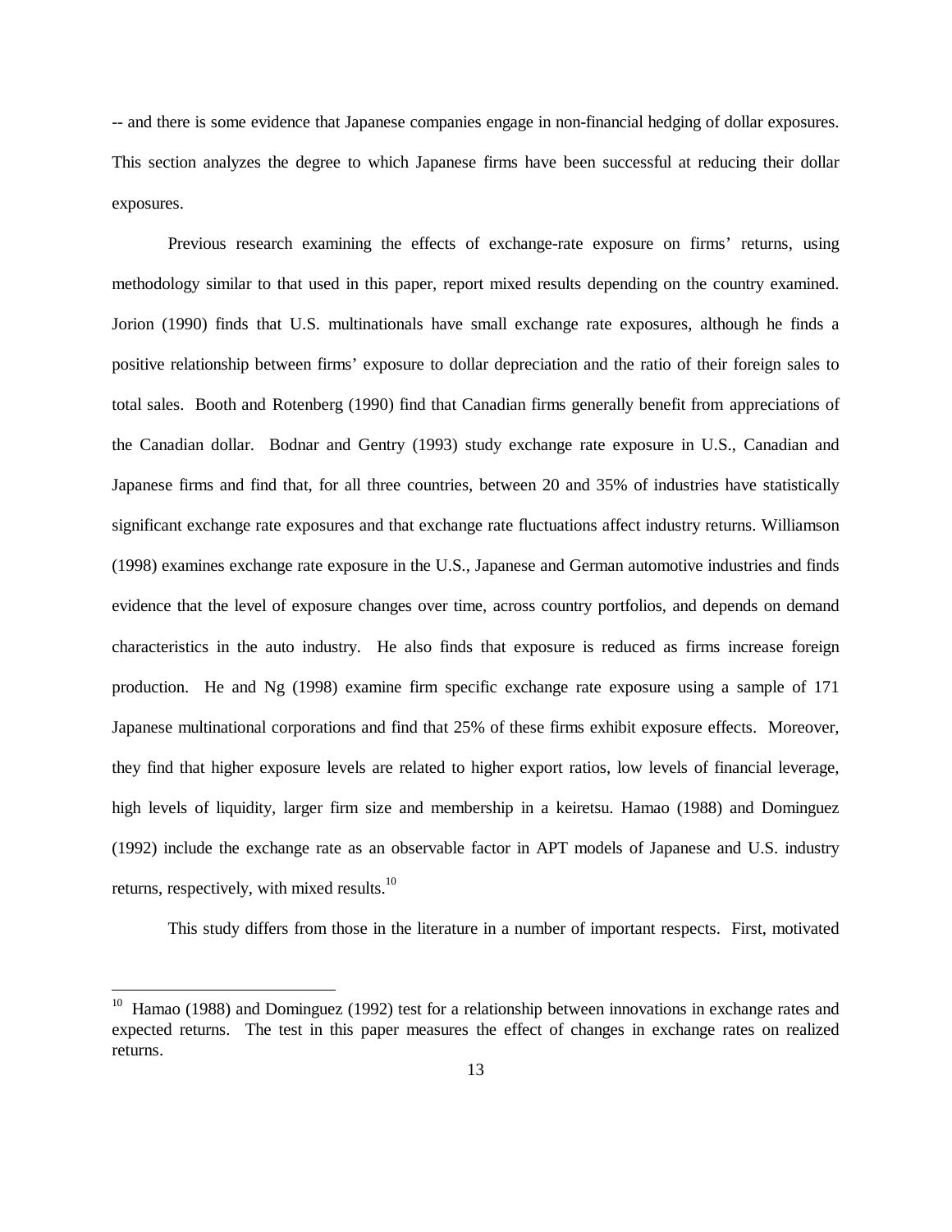-- and there is some evidence that Japanese companies engage in non-financial hedging of dollar exposures. This section analyzes the degree to which Japanese firms have been successful at reducing their dollar exposures.

Previous research examining the effects of exchange-rate exposure on firms' returns, using methodology similar to that used in this paper, report mixed results depending on the country examined. Jorion (1990) finds that U.S. multinationals have small exchange rate exposures, although he finds a positive relationship between firms' exposure to dollar depreciation and the ratio of their foreign sales to total sales. Booth and Rotenberg (1990) find that Canadian firms generally benefit from appreciations of the Canadian dollar. Bodnar and Gentry (1993) study exchange rate exposure in U.S., Canadian and Japanese firms and find that, for all three countries, between 20 and 35% of industries have statistically significant exchange rate exposures and that exchange rate fluctuations affect industry returns. Williamson (1998) examines exchange rate exposure in the U.S., Japanese and German automotive industries and finds evidence that the level of exposure changes over time, across country portfolios, and depends on demand characteristics in the auto industry. He also finds that exposure is reduced as firms increase foreign production. He and Ng (1998) examine firm specific exchange rate exposure using a sample of 171 Japanese multinational corporations and find that 25% of these firms exhibit exposure effects. Moreover, they find that higher exposure levels are related to higher export ratios, low levels of financial leverage, high levels of liquidity, larger firm size and membership in a keiretsu. Hamao (1988) and Dominguez (1992) include the exchange rate as an observable factor in APT models of Japanese and U.S. industry returns, respectively, with mixed results.[10]

This study differs from those in the literature in a number of important respects. First, motivated

---

[10] Hamao (1988) and Dominguez (1992) test for a relationship between innovations in exchange rates and expected returns. The test in this paper measures the effect of changes in exchange rates on realized returns.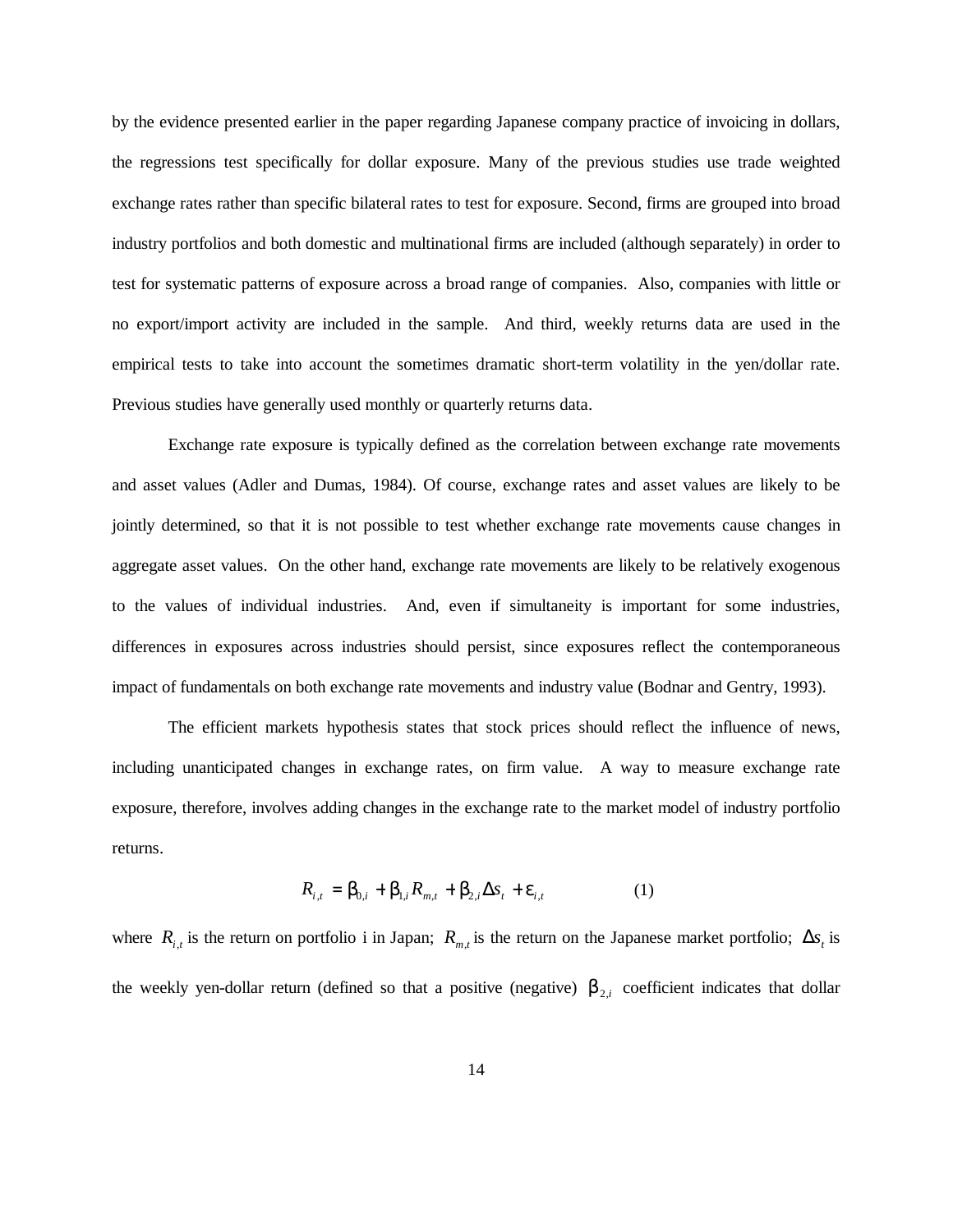by the evidence presented earlier in the paper regarding Japanese company practice of invoicing in dollars, the regressions test specifically for dollar exposure. Many of the previous studies use trade weighted exchange rates rather than specific bilateral rates to test for exposure. Second, firms are grouped into broad industry portfolios and both domestic and multinational firms are included (although separately) in order to test for systematic patterns of exposure across a broad range of companies. Also, companies with little or no export/import activity are included in the sample. And third, weekly returns data are used in the empirical tests to take into account the sometimes dramatic short-term volatility in the yen/dollar rate. Previous studies have generally used monthly or quarterly returns data.

Exchange rate exposure is typically defined as the correlation between exchange rate movements and asset values (Adler and Dumas, 1984). Of course, exchange rates and asset values are likely to be jointly determined, so that it is not possible to test whether exchange rate movements cause changes in aggregate asset values. On the other hand, exchange rate movements are likely to be relatively exogenous to the values of individual industries. And, even if simultaneity is important for some industries, differences in exposures across industries should persist, since exposures reflect the contemporaneous impact of fundamentals on both exchange rate movements and industry value (Bodnar and Gentry, 1993).

The efficient markets hypothesis states that stock prices should reflect the influence of news, including unanticipated changes in exchange rates, on firm value. A way to measure exchange rate exposure, therefore, involves adding changes in the exchange rate to the market model of industry portfolio returns.

$$R_{i,t} = \beta_{0,i} + \beta_{1,i} R_{m,t} + \beta_{2,i} \Delta s_t + \varepsilon_{i,t} \qquad (1)$$

where $R_{i,t}$ is the return on portfolio i in Japan; $R_{m,t}$ is the return on the Japanese market portfolio; $\Delta s_t$ is the weekly yen-dollar return (defined so that a positive (negative) $\beta_{2,i}$ coefficient indicates that dollar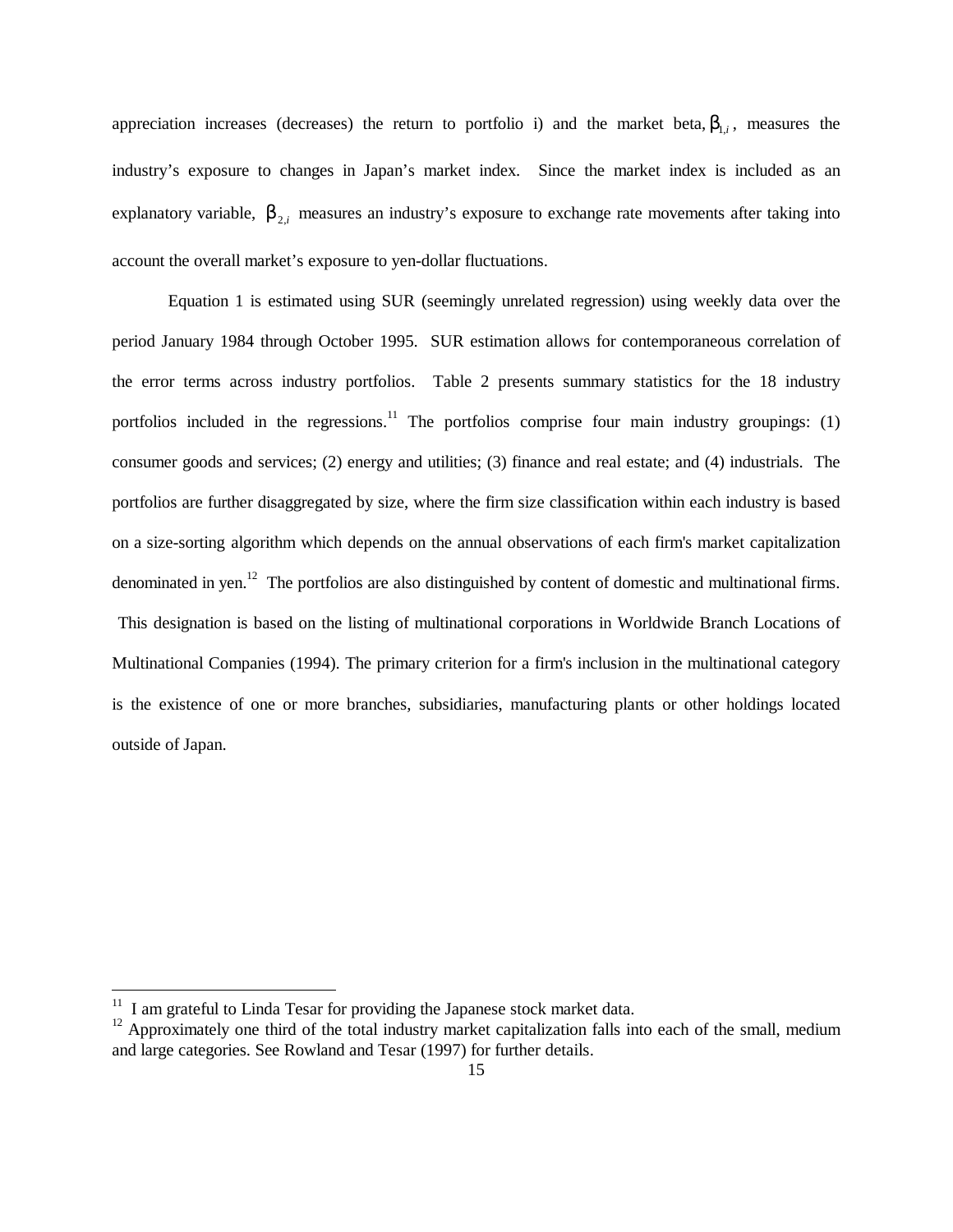appreciation increases (decreases) the return to portfolio i) and the market beta, $\beta_{1,i}$, measures the industry's exposure to changes in Japan's market index. Since the market index is included as an explanatory variable, $\beta_{2,i}$ measures an industry's exposure to exchange rate movements after taking into account the overall market's exposure to yen-dollar fluctuations.

Equation 1 is estimated using SUR (seemingly unrelated regression) using weekly data over the period January 1984 through October 1995. SUR estimation allows for contemporaneous correlation of the error terms across industry portfolios. Table 2 presents summary statistics for the 18 industry portfolios included in the regressions.[11] The portfolios comprise four main industry groupings: (1) consumer goods and services; (2) energy and utilities; (3) finance and real estate; and (4) industrials. The portfolios are further disaggregated by size, where the firm size classification within each industry is based on a size-sorting algorithm which depends on the annual observations of each firm's market capitalization denominated in yen.[12] The portfolios are also distinguished by content of domestic and multinational firms. This designation is based on the listing of multinational corporations in Worldwide Branch Locations of Multinational Companies (1994). The primary criterion for a firm's inclusion in the multinational category is the existence of one or more branches, subsidiaries, manufacturing plants or other holdings located outside of Japan.

---

[11] I am grateful to Linda Tesar for providing the Japanese stock market data.

[12] Approximately one third of the total industry market capitalization falls into each of the small, medium and large categories. See Rowland and Tesar (1997) for further details.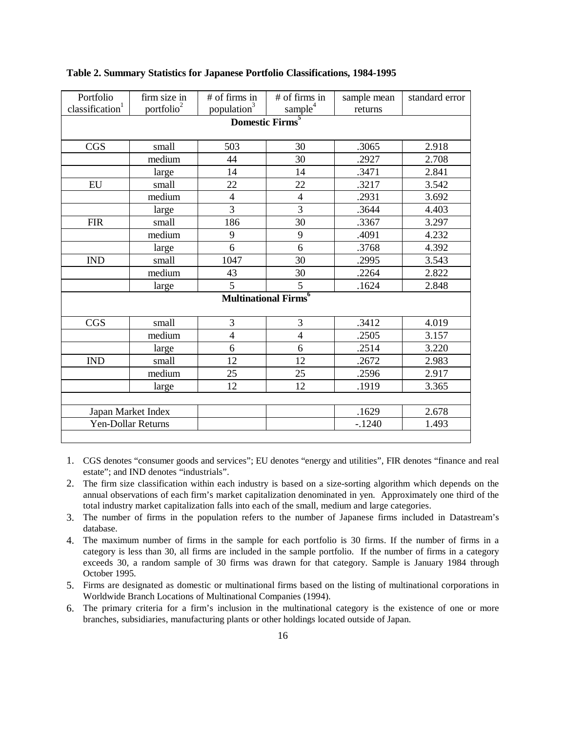**Table 2. Summary Statistics for Japanese Portfolio Classifications, 1984-1995**

| Portfolio classification[1] | firm size in portfolio[2] | # of firms in population[3] | # of firms in sample[4] | sample mean returns | standard error |
|---|---|---|---|---|---|
| **Domestic Firms[5]** | | | | | |
| CGS | small | 503 | 30 | .3065 | 2.918 |
| | medium | 44 | 30 | .2927 | 2.708 |
| | large | 14 | 14 | .3471 | 2.841 |
| EU | small | 22 | 22 | .3217 | 3.542 |
| | medium | 4 | 4 | .2931 | 3.692 |
| | large | 3 | 3 | .3644 | 4.403 |
| FIR | small | 186 | 30 | .3367 | 3.297 |
| | medium | 9 | 9 | .4091 | 4.232 |
| | large | 6 | 6 | .3768 | 4.392 |
| IND | small | 1047 | 30 | .2995 | 3.543 |
| | medium | 43 | 30 | .2264 | 2.822 |
| | large | 5 | 5 | .1624 | 2.848 |
| **Multinational Firms[6]** | | | | | |
| CGS | small | 3 | 3 | .3412 | 4.019 |
| | medium | 4 | 4 | .2505 | 3.157 |
| | large | 6 | 6 | .2514 | 3.220 |
| IND | small | 12 | 12 | .2672 | 2.983 |
| | medium | 25 | 25 | .2596 | 2.917 |
| | large | 12 | 12 | .1919 | 3.365 |
| | | | | | |
| Japan Market Index | | | | .1629 | 2.678 |
| Yen-Dollar Returns | | | | -.1240 | 1.493 |

1. CGS denotes "consumer goods and services"; EU denotes "energy and utilities", FIR denotes "finance and real estate"; and IND denotes "industrials".
2. The firm size classification within each industry is based on a size-sorting algorithm which depends on the annual observations of each firm's market capitalization denominated in yen. Approximately one third of the total industry market capitalization falls into each of the small, medium and large categories.
3. The number of firms in the population refers to the number of Japanese firms included in Datastream's database.
4. The maximum number of firms in the sample for each portfolio is 30 firms. If the number of firms in a category is less than 30, all firms are included in the sample portfolio. If the number of firms in a category exceeds 30, a random sample of 30 firms was drawn for that category. Sample is January 1984 through October 1995.
5. Firms are designated as domestic or multinational firms based on the listing of multinational corporations in Worldwide Branch Locations of Multinational Companies (1994).
6. The primary criteria for a firm's inclusion in the multinational category is the existence of one or more branches, subsidiaries, manufacturing plants or other holdings located outside of Japan.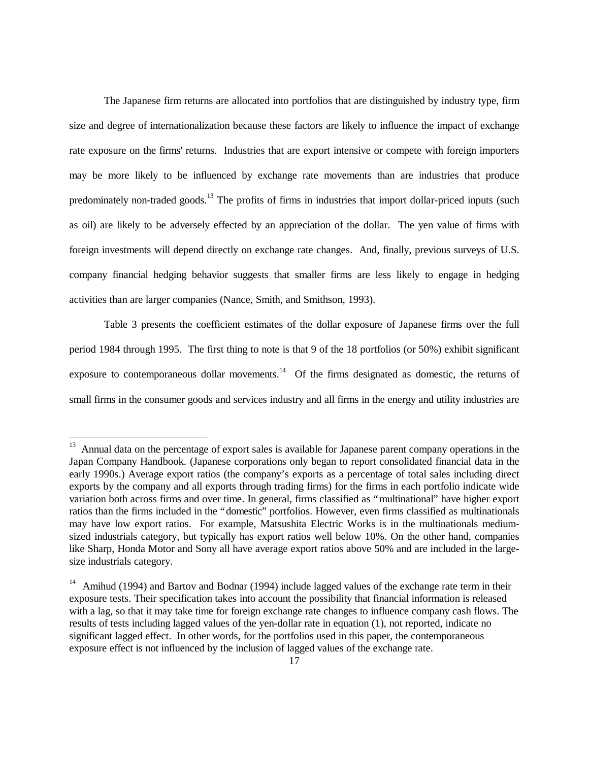The Japanese firm returns are allocated into portfolios that are distinguished by industry type, firm size and degree of internationalization because these factors are likely to influence the impact of exchange rate exposure on the firms' returns. Industries that are export intensive or compete with foreign importers may be more likely to be influenced by exchange rate movements than are industries that produce predominately non-traded goods.[13] The profits of firms in industries that import dollar-priced inputs (such as oil) are likely to be adversely effected by an appreciation of the dollar. The yen value of firms with foreign investments will depend directly on exchange rate changes. And, finally, previous surveys of U.S. company financial hedging behavior suggests that smaller firms are less likely to engage in hedging activities than are larger companies (Nance, Smith, and Smithson, 1993).

Table 3 presents the coefficient estimates of the dollar exposure of Japanese firms over the full period 1984 through 1995. The first thing to note is that 9 of the 18 portfolios (or 50%) exhibit significant exposure to contemporaneous dollar movements.[14] Of the firms designated as domestic, the returns of small firms in the consumer goods and services industry and all firms in the energy and utility industries are

---

[13] Annual data on the percentage of export sales is available for Japanese parent company operations in the Japan Company Handbook. (Japanese corporations only began to report consolidated financial data in the early 1990s.) Average export ratios (the company's exports as a percentage of total sales including direct exports by the company and all exports through trading firms) for the firms in each portfolio indicate wide variation both across firms and over time. In general, firms classified as "multinational" have higher export ratios than the firms included in the "domestic" portfolios. However, even firms classified as multinationals may have low export ratios. For example, Matsushita Electric Works is in the multinationals medium-sized industrials category, but typically has export ratios well below 10%. On the other hand, companies like Sharp, Honda Motor and Sony all have average export ratios above 50% and are included in the large-size industrials category.

[14] Amihud (1994) and Bartov and Bodnar (1994) include lagged values of the exchange rate term in their exposure tests. Their specification takes into account the possibility that financial information is released with a lag, so that it may take time for foreign exchange rate changes to influence company cash flows. The results of tests including lagged values of the yen-dollar rate in equation (1), not reported, indicate no significant lagged effect. In other words, for the portfolios used in this paper, the contemporaneous exposure effect is not influenced by the inclusion of lagged values of the exchange rate.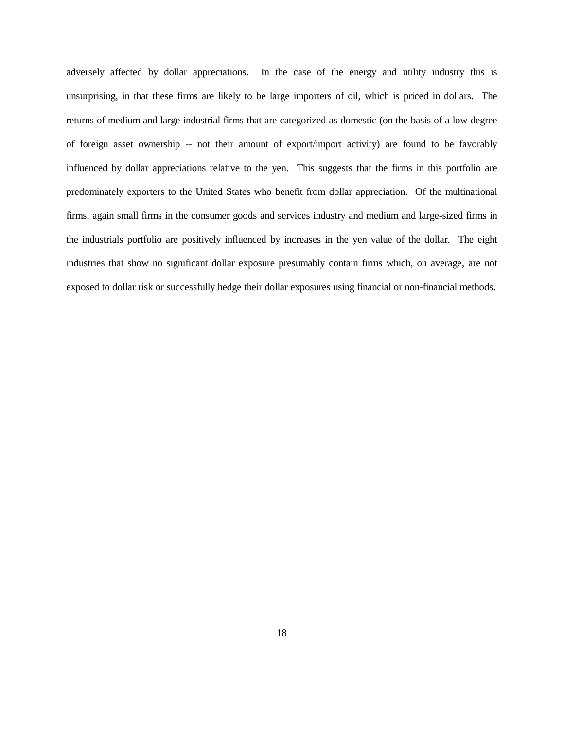adversely affected by dollar appreciations. In the case of the energy and utility industry this is unsurprising, in that these firms are likely to be large importers of oil, which is priced in dollars. The returns of medium and large industrial firms that are categorized as domestic (on the basis of a low degree of foreign asset ownership -- not their amount of export/import activity) are found to be favorably influenced by dollar appreciations relative to the yen. This suggests that the firms in this portfolio are predominately exporters to the United States who benefit from dollar appreciation. Of the multinational firms, again small firms in the consumer goods and services industry and medium and large-sized firms in the industrials portfolio are positively influenced by increases in the yen value of the dollar. The eight industries that show no significant dollar exposure presumably contain firms which, on average, are not exposed to dollar risk or successfully hedge their dollar exposures using financial or non-financial methods.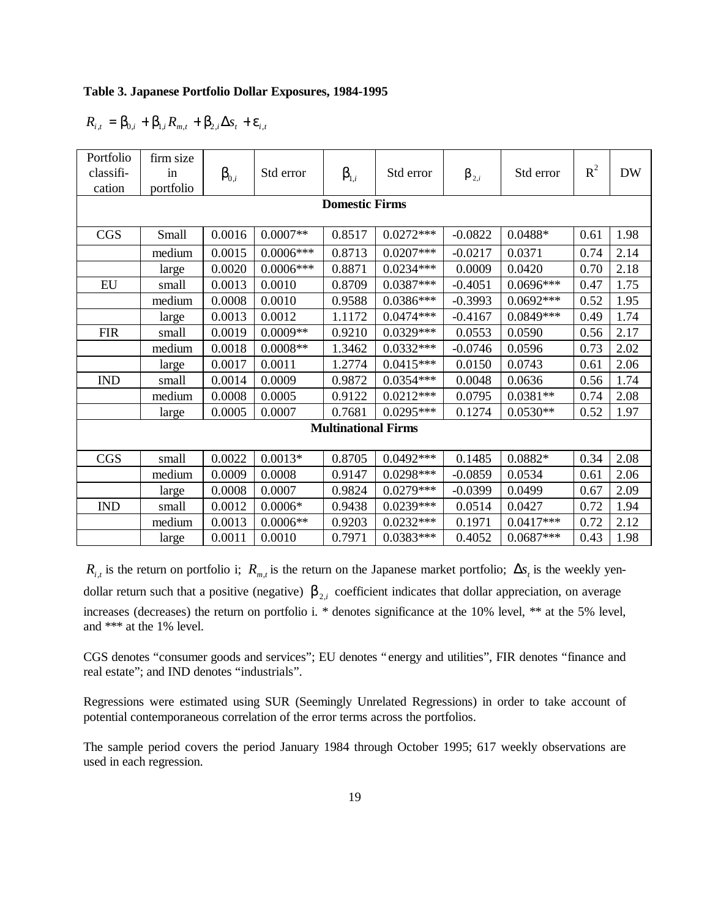**Table 3. Japanese Portfolio Dollar Exposures, 1984-1995**

$$R_{i,t} = \beta_{0,i} + \beta_{1,i} R_{m,t} + \beta_{2,i} \Delta s_t + \varepsilon_{i,t}$$

| Portfolio classification | firm size in portfolio | $\beta_{0,i}$ | Std error | $\beta_{1,i}$ | Std error | $\beta_{2,i}$ | Std error | $R^2$ | DW |
|---|---|---|---|---|---|---|---|---|---|
| **Domestic Firms** | | | | | | | | | |
| CGS | Small | 0.0016 | 0.0007** | 0.8517 | 0.0272*** | -0.0822 | 0.0488* | 0.61 | 1.98 |
| | medium | 0.0015 | 0.0006*** | 0.8713 | 0.0207*** | -0.0217 | 0.0371 | 0.74 | 2.14 |
| | large | 0.0020 | 0.0006*** | 0.8871 | 0.0234*** | 0.0009 | 0.0420 | 0.70 | 2.18 |
| EU | small | 0.0013 | 0.0010 | 0.8709 | 0.0387*** | -0.4051 | 0.0696*** | 0.47 | 1.75 |
| | medium | 0.0008 | 0.0010 | 0.9588 | 0.0386*** | -0.3993 | 0.0692*** | 0.52 | 1.95 |
| | large | 0.0013 | 0.0012 | 1.1172 | 0.0474*** | -0.4167 | 0.0849*** | 0.49 | 1.74 |
| FIR | small | 0.0019 | 0.0009** | 0.9210 | 0.0329*** | 0.0553 | 0.0590 | 0.56 | 2.17 |
| | medium | 0.0018 | 0.0008** | 1.3462 | 0.0332*** | -0.0746 | 0.0596 | 0.73 | 2.02 |
| | large | 0.0017 | 0.0011 | 1.2774 | 0.0415*** | 0.0150 | 0.0743 | 0.61 | 2.06 |
| IND | small | 0.0014 | 0.0009 | 0.9872 | 0.0354*** | 0.0048 | 0.0636 | 0.56 | 1.74 |
| | medium | 0.0008 | 0.0005 | 0.9122 | 0.0212*** | 0.0795 | 0.0381** | 0.74 | 2.08 |
| | large | 0.0005 | 0.0007 | 0.7681 | 0.0295*** | 0.1274 | 0.0530** | 0.52 | 1.97 |
| **Multinational Firms** | | | | | | | | | |
| CGS | small | 0.0022 | 0.0013* | 0.8705 | 0.0492*** | 0.1485 | 0.0882* | 0.34 | 2.08 |
| | medium | 0.0009 | 0.0008 | 0.9147 | 0.0298*** | -0.0859 | 0.0534 | 0.61 | 2.06 |
| | large | 0.0008 | 0.0007 | 0.9824 | 0.0279*** | -0.0399 | 0.0499 | 0.67 | 2.09 |
| IND | small | 0.0012 | 0.0006* | 0.9438 | 0.0239*** | 0.0514 | 0.0427 | 0.72 | 1.94 |
| | medium | 0.0013 | 0.0006** | 0.9203 | 0.0232*** | 0.1971 | 0.0417*** | 0.72 | 2.12 |
| | large | 0.0011 | 0.0010 | 0.7971 | 0.0383*** | 0.4052 | 0.0687*** | 0.43 | 1.98 |

$R_{i,t}$ is the return on portfolio i; $R_{m,t}$ is the return on the Japanese market portfolio; $\Delta s_t$ is the weekly yen-dollar return such that a positive (negative) $\beta_{2,i}$ coefficient indicates that dollar appreciation, on average increases (decreases) the return on portfolio i. * denotes significance at the 10% level, ** at the 5% level, and *** at the 1% level.

CGS denotes "consumer goods and services"; EU denotes "energy and utilities", FIR denotes "finance and real estate"; and IND denotes "industrials".

Regressions were estimated using SUR (Seemingly Unrelated Regressions) in order to take account of potential contemporaneous correlation of the error terms across the portfolios.

The sample period covers the period January 1984 through October 1995; 617 weekly observations are used in each regression.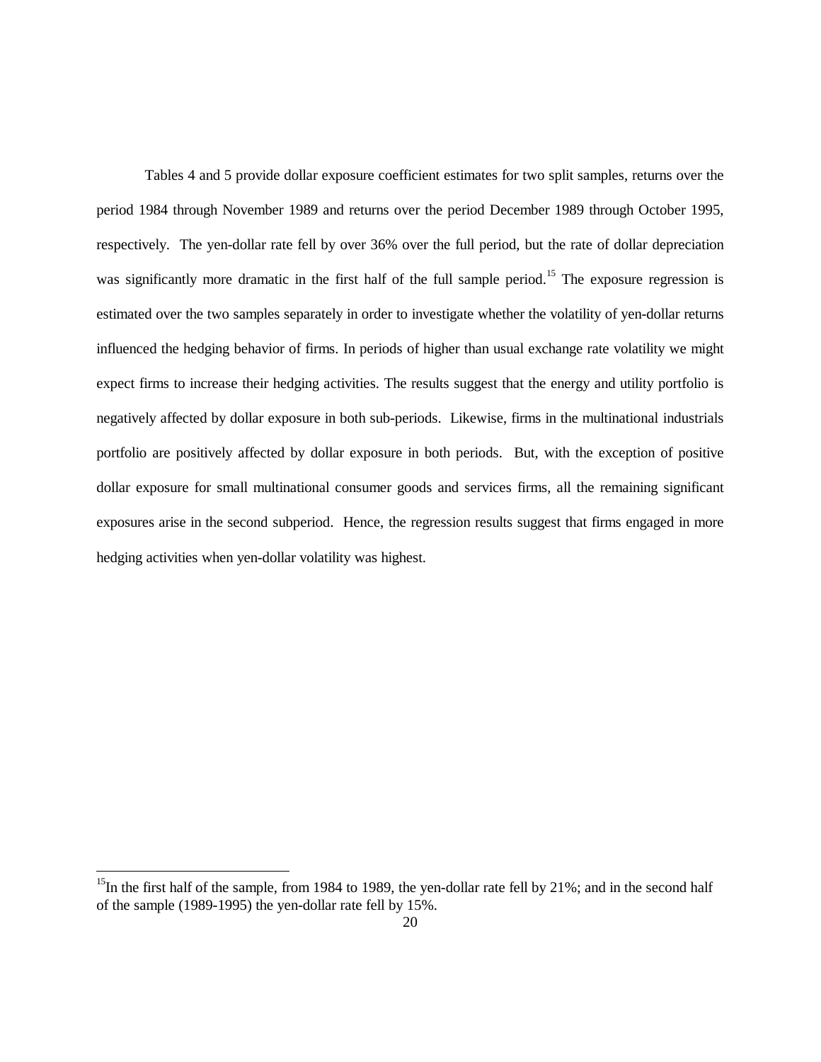Tables 4 and 5 provide dollar exposure coefficient estimates for two split samples, returns over the period 1984 through November 1989 and returns over the period December 1989 through October 1995, respectively. The yen-dollar rate fell by over 36% over the full period, but the rate of dollar depreciation was significantly more dramatic in the first half of the full sample period.[15] The exposure regression is estimated over the two samples separately in order to investigate whether the volatility of yen-dollar returns influenced the hedging behavior of firms. In periods of higher than usual exchange rate volatility we might expect firms to increase their hedging activities. The results suggest that the energy and utility portfolio is negatively affected by dollar exposure in both sub-periods. Likewise, firms in the multinational industrials portfolio are positively affected by dollar exposure in both periods. But, with the exception of positive dollar exposure for small multinational consumer goods and services firms, all the remaining significant exposures arise in the second subperiod. Hence, the regression results suggest that firms engaged in more hedging activities when yen-dollar volatility was highest.

[15]In the first half of the sample, from 1984 to 1989, the yen-dollar rate fell by 21%; and in the second half of the sample (1989-1995) the yen-dollar rate fell by 15%.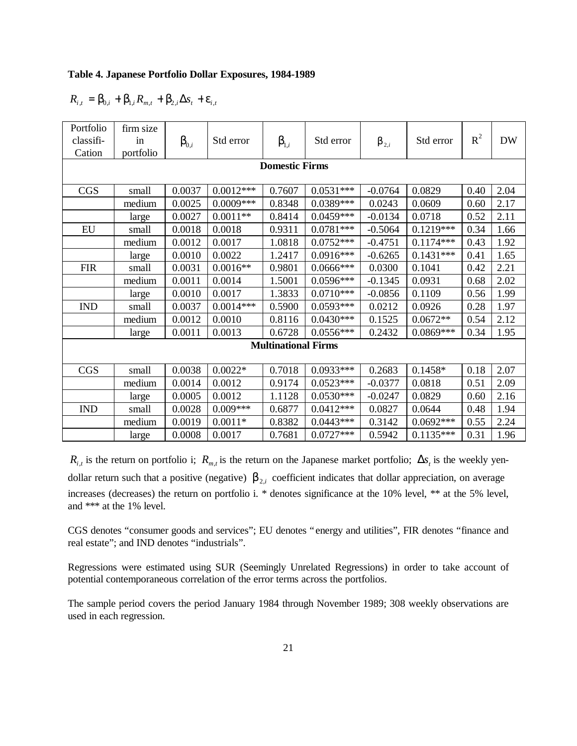**Table 4. Japanese Portfolio Dollar Exposures, 1984-1989**

$$R_{i,t} = \beta_{0,i} + \beta_{1,i} R_{m,t} + \beta_{2,i} \Delta s_t + \varepsilon_{i,t}$$

| Portfolio classifi-Cation | firm size in portfolio | $\beta_{0,i}$ | Std error | $\beta_{1,i}$ | Std error | $\beta_{2,i}$ | Std error | $R^2$ | DW |
|---|---|---|---|---|---|---|---|---|---|
| **Domestic Firms** | | | | | | | | | |
| CGS | small | 0.0037 | 0.0012*** | 0.7607 | 0.0531*** | -0.0764 | 0.0829 | 0.40 | 2.04 |
| | medium | 0.0025 | 0.0009*** | 0.8348 | 0.0389*** | 0.0243 | 0.0609 | 0.60 | 2.17 |
| | large | 0.0027 | 0.0011** | 0.8414 | 0.0459*** | -0.0134 | 0.0718 | 0.52 | 2.11 |
| EU | small | 0.0018 | 0.0018 | 0.9311 | 0.0781*** | -0.5064 | 0.1219*** | 0.34 | 1.66 |
| | medium | 0.0012 | 0.0017 | 1.0818 | 0.0752*** | -0.4751 | 0.1174*** | 0.43 | 1.92 |
| | large | 0.0010 | 0.0022 | 1.2417 | 0.0916*** | -0.6265 | 0.1431*** | 0.41 | 1.65 |
| FIR | small | 0.0031 | 0.0016** | 0.9801 | 0.0666*** | 0.0300 | 0.1041 | 0.42 | 2.21 |
| | medium | 0.0011 | 0.0014 | 1.5001 | 0.0596*** | -0.1345 | 0.0931 | 0.68 | 2.02 |
| | large | 0.0010 | 0.0017 | 1.3833 | 0.0710*** | -0.0856 | 0.1109 | 0.56 | 1.99 |
| IND | small | 0.0037 | 0.0014*** | 0.5900 | 0.0593*** | 0.0212 | 0.0926 | 0.28 | 1.97 |
| | medium | 0.0012 | 0.0010 | 0.8116 | 0.0430*** | 0.1525 | 0.0672** | 0.54 | 2.12 |
| | large | 0.0011 | 0.0013 | 0.6728 | 0.0556*** | 0.2432 | 0.0869*** | 0.34 | 1.95 |
| **Multinational Firms** | | | | | | | | | |
| CGS | small | 0.0038 | 0.0022* | 0.7018 | 0.0933*** | 0.2683 | 0.1458* | 0.18 | 2.07 |
| | medium | 0.0014 | 0.0012 | 0.9174 | 0.0523*** | -0.0377 | 0.0818 | 0.51 | 2.09 |
| | large | 0.0005 | 0.0012 | 1.1128 | 0.0530*** | -0.0247 | 0.0829 | 0.60 | 2.16 |
| IND | small | 0.0028 | 0.009*** | 0.6877 | 0.0412*** | 0.0827 | 0.0644 | 0.48 | 1.94 |
| | medium | 0.0019 | 0.0011* | 0.8382 | 0.0443*** | 0.3142 | 0.0692*** | 0.55 | 2.24 |
| | large | 0.0008 | 0.0017 | 0.7681 | 0.0727*** | 0.5942 | 0.1135*** | 0.31 | 1.96 |

$R_{i,t}$ is the return on portfolio i; $R_{m,t}$ is the return on the Japanese market portfolio; $\Delta s_t$ is the weekly yen-dollar return such that a positive (negative) $\beta_{2,i}$ coefficient indicates that dollar appreciation, on average increases (decreases) the return on portfolio i. * denotes significance at the 10% level, ** at the 5% level, and *** at the 1% level.

CGS denotes "consumer goods and services"; EU denotes "energy and utilities", FIR denotes "finance and real estate"; and IND denotes "industrials".

Regressions were estimated using SUR (Seemingly Unrelated Regressions) in order to take account of potential contemporaneous correlation of the error terms across the portfolios.

The sample period covers the period January 1984 through November 1989; 308 weekly observations are used in each regression.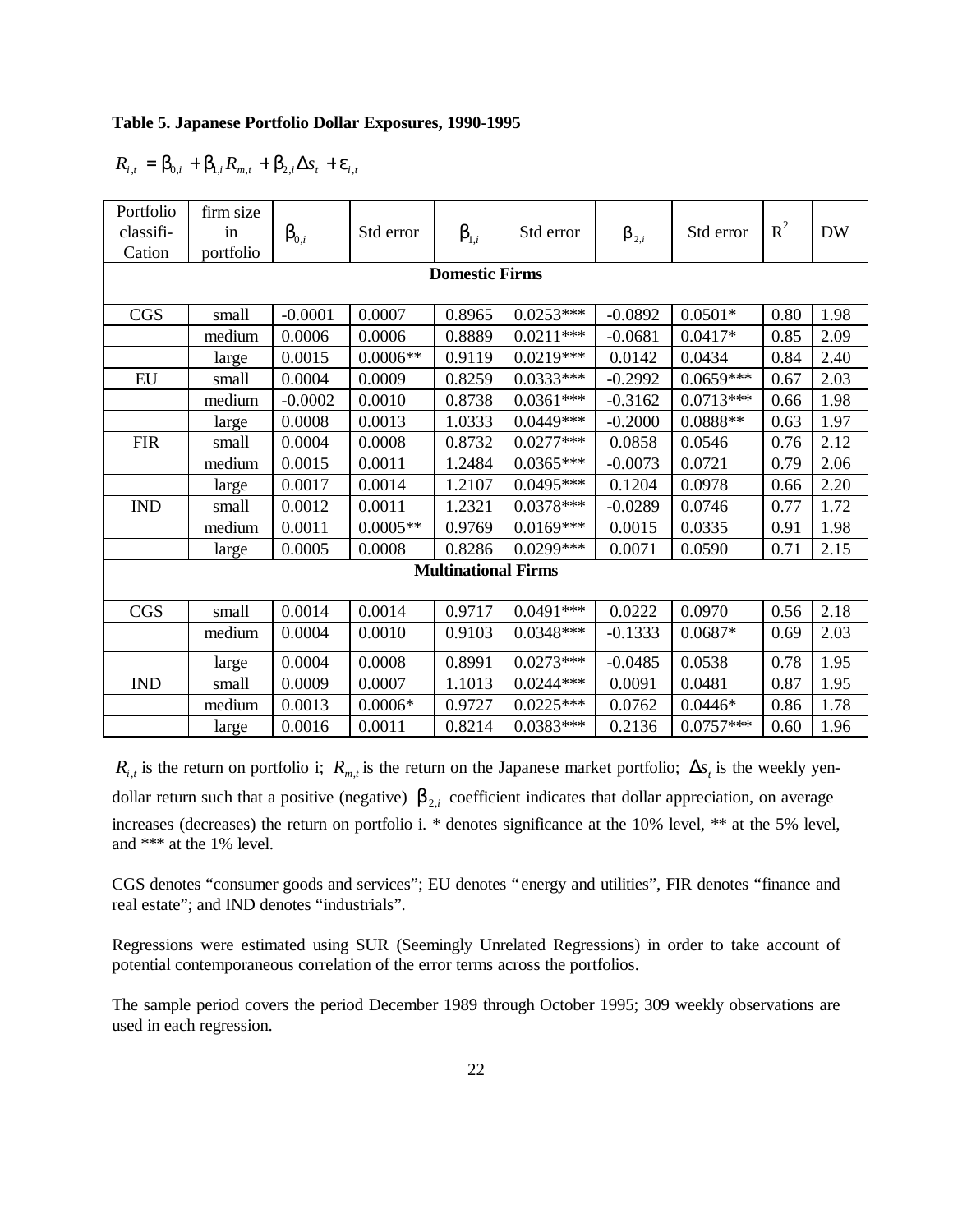**Table 5. Japanese Portfolio Dollar Exposures, 1990-1995**

$$R_{i,t} = \beta_{0,i} + \beta_{1,i} R_{m,t} + \beta_{2,i} \Delta s_t + \varepsilon_{i,t}$$

| Portfolio classifi-Cation | firm size in portfolio | $\beta_{0,i}$ | Std error | $\beta_{1,i}$ | Std error | $\beta_{2,i}$ | Std error | $R^2$ | DW |
|---|---|---|---|---|---|---|---|---|---|
| **Domestic Firms** | | | | | | | | | |
| CGS | small | -0.0001 | 0.0007 | 0.8965 | 0.0253*** | -0.0892 | 0.0501* | 0.80 | 1.98 |
| | medium | 0.0006 | 0.0006 | 0.8889 | 0.0211*** | -0.0681 | 0.0417* | 0.85 | 2.09 |
| | large | 0.0015 | 0.0006** | 0.9119 | 0.0219*** | 0.0142 | 0.0434 | 0.84 | 2.40 |
| EU | small | 0.0004 | 0.0009 | 0.8259 | 0.0333*** | -0.2992 | 0.0659*** | 0.67 | 2.03 |
| | medium | -0.0002 | 0.0010 | 0.8738 | 0.0361*** | -0.3162 | 0.0713*** | 0.66 | 1.98 |
| | large | 0.0008 | 0.0013 | 1.0333 | 0.0449*** | -0.2000 | 0.0888** | 0.63 | 1.97 |
| FIR | small | 0.0004 | 0.0008 | 0.8732 | 0.0277*** | 0.0858 | 0.0546 | 0.76 | 2.12 |
| | medium | 0.0015 | 0.0011 | 1.2484 | 0.0365*** | -0.0073 | 0.0721 | 0.79 | 2.06 |
| | large | 0.0017 | 0.0014 | 1.2107 | 0.0495*** | 0.1204 | 0.0978 | 0.66 | 2.20 |
| IND | small | 0.0012 | 0.0011 | 1.2321 | 0.0378*** | -0.0289 | 0.0746 | 0.77 | 1.72 |
| | medium | 0.0011 | 0.0005** | 0.9769 | 0.0169*** | 0.0015 | 0.0335 | 0.91 | 1.98 |
| | large | 0.0005 | 0.0008 | 0.8286 | 0.0299*** | 0.0071 | 0.0590 | 0.71 | 2.15 |
| **Multinational Firms** | | | | | | | | | |
| CGS | small | 0.0014 | 0.0014 | 0.9717 | 0.0491*** | 0.0222 | 0.0970 | 0.56 | 2.18 |
| | medium | 0.0004 | 0.0010 | 0.9103 | 0.0348*** | -0.1333 | 0.0687* | 0.69 | 2.03 |
| | large | 0.0004 | 0.0008 | 0.8991 | 0.0273*** | -0.0485 | 0.0538 | 0.78 | 1.95 |
| IND | small | 0.0009 | 0.0007 | 1.1013 | 0.0244*** | 0.0091 | 0.0481 | 0.87 | 1.95 |
| | medium | 0.0013 | 0.0006* | 0.9727 | 0.0225*** | 0.0762 | 0.0446* | 0.86 | 1.78 |
| | large | 0.0016 | 0.0011 | 0.8214 | 0.0383*** | 0.2136 | 0.0757*** | 0.60 | 1.96 |

$R_{i,t}$ is the return on portfolio i; $R_{m,t}$ is the return on the Japanese market portfolio; $\Delta s_t$ is the weekly yen-dollar return such that a positive (negative) $\beta_{2,i}$ coefficient indicates that dollar appreciation, on average increases (decreases) the return on portfolio i. * denotes significance at the 10% level, ** at the 5% level, and *** at the 1% level.

CGS denotes "consumer goods and services"; EU denotes "energy and utilities", FIR denotes "finance and real estate"; and IND denotes "industrials".

Regressions were estimated using SUR (Seemingly Unrelated Regressions) in order to take account of potential contemporaneous correlation of the error terms across the portfolios.

The sample period covers the period December 1989 through October 1995; 309 weekly observations are used in each regression.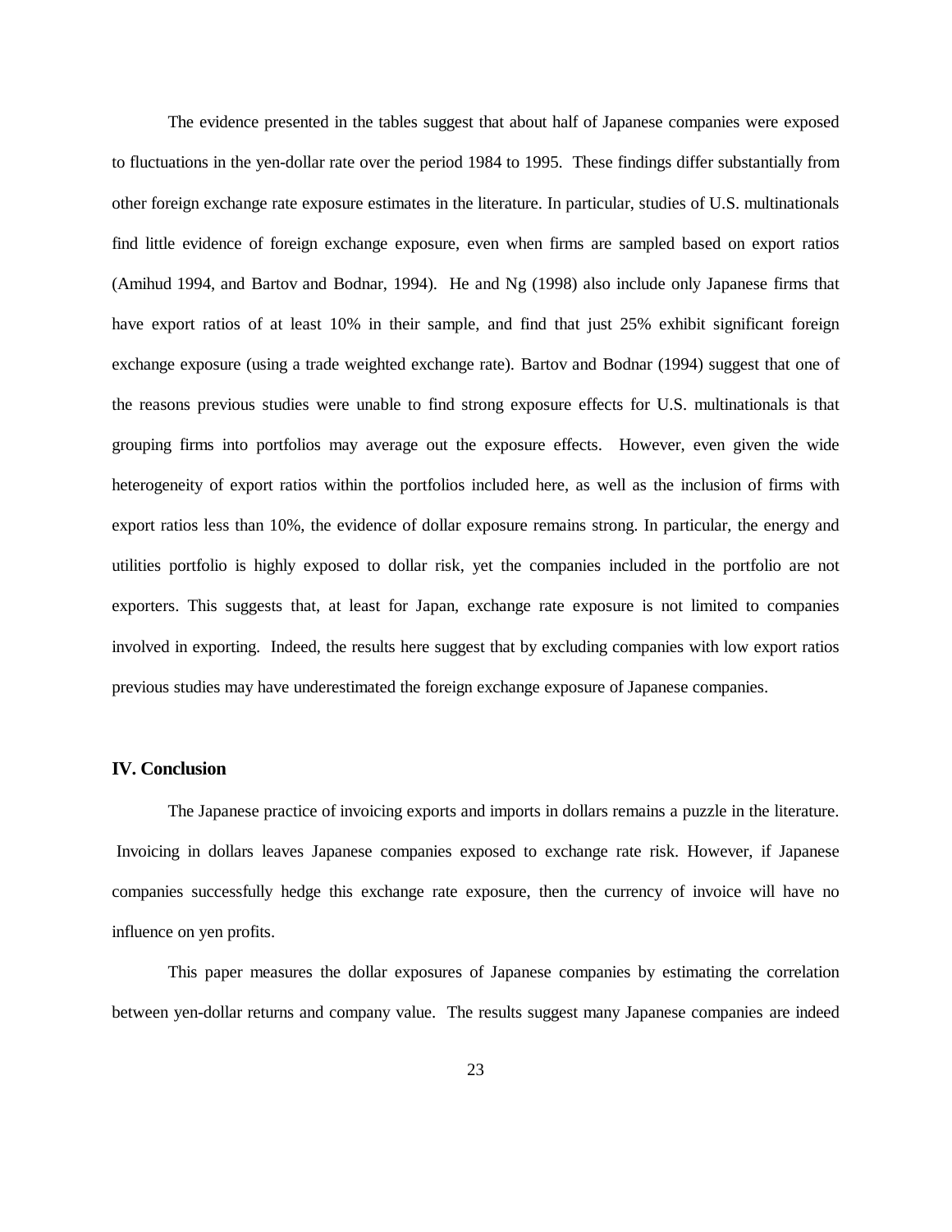The evidence presented in the tables suggest that about half of Japanese companies were exposed to fluctuations in the yen-dollar rate over the period 1984 to 1995. These findings differ substantially from other foreign exchange rate exposure estimates in the literature. In particular, studies of U.S. multinationals find little evidence of foreign exchange exposure, even when firms are sampled based on export ratios (Amihud 1994, and Bartov and Bodnar, 1994). He and Ng (1998) also include only Japanese firms that have export ratios of at least 10% in their sample, and find that just 25% exhibit significant foreign exchange exposure (using a trade weighted exchange rate). Bartov and Bodnar (1994) suggest that one of the reasons previous studies were unable to find strong exposure effects for U.S. multinationals is that grouping firms into portfolios may average out the exposure effects. However, even given the wide heterogeneity of export ratios within the portfolios included here, as well as the inclusion of firms with export ratios less than 10%, the evidence of dollar exposure remains strong. In particular, the energy and utilities portfolio is highly exposed to dollar risk, yet the companies included in the portfolio are not exporters. This suggests that, at least for Japan, exchange rate exposure is not limited to companies involved in exporting. Indeed, the results here suggest that by excluding companies with low export ratios previous studies may have underestimated the foreign exchange exposure of Japanese companies.

## IV. Conclusion

The Japanese practice of invoicing exports and imports in dollars remains a puzzle in the literature. Invoicing in dollars leaves Japanese companies exposed to exchange rate risk. However, if Japanese companies successfully hedge this exchange rate exposure, then the currency of invoice will have no influence on yen profits.

This paper measures the dollar exposures of Japanese companies by estimating the correlation between yen-dollar returns and company value. The results suggest many Japanese companies are indeed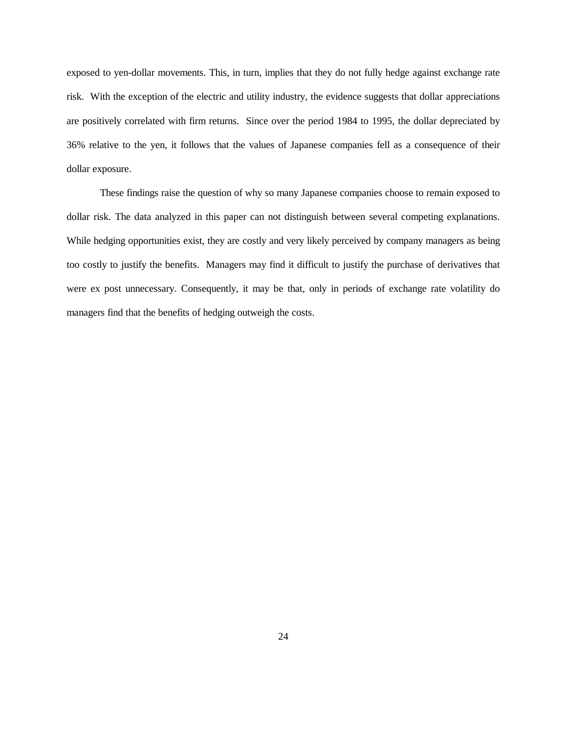exposed to yen-dollar movements. This, in turn, implies that they do not fully hedge against exchange rate risk. With the exception of the electric and utility industry, the evidence suggests that dollar appreciations are positively correlated with firm returns. Since over the period 1984 to 1995, the dollar depreciated by 36% relative to the yen, it follows that the values of Japanese companies fell as a consequence of their dollar exposure.

These findings raise the question of why so many Japanese companies choose to remain exposed to dollar risk. The data analyzed in this paper can not distinguish between several competing explanations. While hedging opportunities exist, they are costly and very likely perceived by company managers as being too costly to justify the benefits. Managers may find it difficult to justify the purchase of derivatives that were ex post unnecessary. Consequently, it may be that, only in periods of exchange rate volatility do managers find that the benefits of hedging outweigh the costs.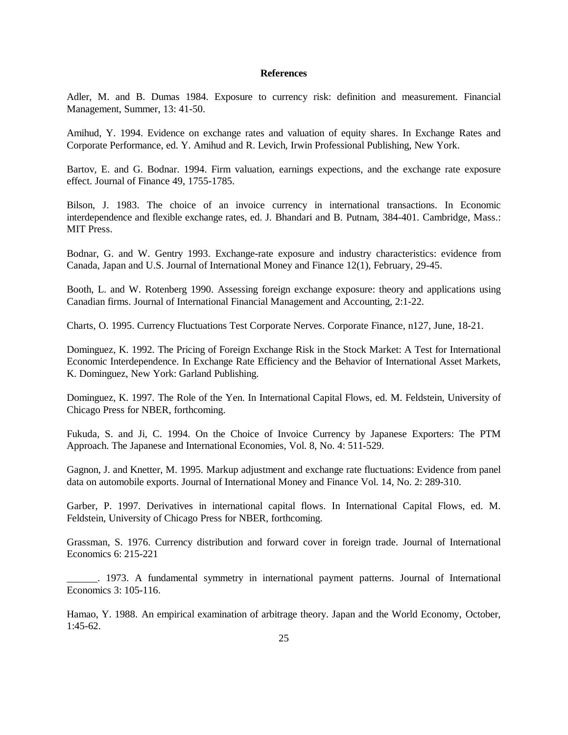**References**

Adler, M. and B. Dumas 1984. Exposure to currency risk: definition and measurement. Financial Management, Summer, 13: 41-50.

Amihud, Y. 1994. Evidence on exchange rates and valuation of equity shares. In Exchange Rates and Corporate Performance, ed. Y. Amihud and R. Levich, Irwin Professional Publishing, New York.

Bartov, E. and G. Bodnar. 1994. Firm valuation, earnings expections, and the exchange rate exposure effect. Journal of Finance 49, 1755-1785.

Bilson, J. 1983. The choice of an invoice currency in international transactions. In Economic interdependence and flexible exchange rates, ed. J. Bhandari and B. Putnam, 384-401. Cambridge, Mass.: MIT Press.

Bodnar, G. and W. Gentry 1993. Exchange-rate exposure and industry characteristics: evidence from Canada, Japan and U.S. Journal of International Money and Finance 12(1), February, 29-45.

Booth, L. and W. Rotenberg 1990. Assessing foreign exchange exposure: theory and applications using Canadian firms. Journal of International Financial Management and Accounting, 2:1-22.

Charts, O. 1995. Currency Fluctuations Test Corporate Nerves. Corporate Finance, n127, June, 18-21.

Dominguez, K. 1992. The Pricing of Foreign Exchange Risk in the Stock Market: A Test for International Economic Interdependence. In Exchange Rate Efficiency and the Behavior of International Asset Markets, K. Dominguez, New York: Garland Publishing.

Dominguez, K. 1997. The Role of the Yen. In International Capital Flows, ed. M. Feldstein, University of Chicago Press for NBER, forthcoming.

Fukuda, S. and Ji, C. 1994. On the Choice of Invoice Currency by Japanese Exporters: The PTM Approach. The Japanese and International Economies, Vol. 8, No. 4: 511-529.

Gagnon, J. and Knetter, M. 1995. Markup adjustment and exchange rate fluctuations: Evidence from panel data on automobile exports. Journal of International Money and Finance Vol. 14, No. 2: 289-310.

Garber, P. 1997. Derivatives in international capital flows. In International Capital Flows, ed. M. Feldstein, University of Chicago Press for NBER, forthcoming.

Grassman, S. 1976. Currency distribution and forward cover in foreign trade. Journal of International Economics 6: 215-221

______. 1973. A fundamental symmetry in international payment patterns. Journal of International Economics 3: 105-116.

Hamao, Y. 1988. An empirical examination of arbitrage theory. Japan and the World Economy, October, 1:45-62.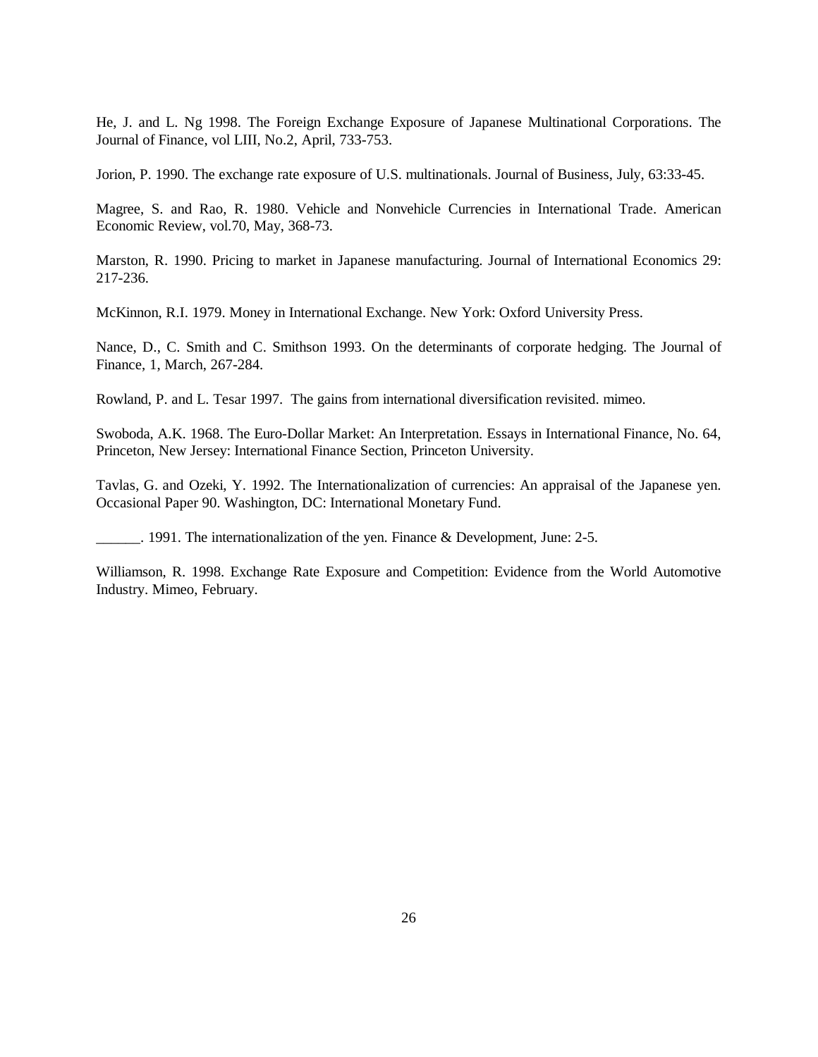He, J. and L. Ng 1998. The Foreign Exchange Exposure of Japanese Multinational Corporations. The Journal of Finance, vol LIII, No.2, April, 733-753.

Jorion, P. 1990. The exchange rate exposure of U.S. multinationals. Journal of Business, July, 63:33-45.

Magree, S. and Rao, R. 1980. Vehicle and Nonvehicle Currencies in International Trade. American Economic Review, vol.70, May, 368-73.

Marston, R. 1990. Pricing to market in Japanese manufacturing. Journal of International Economics 29: 217-236.

McKinnon, R.I. 1979. Money in International Exchange. New York: Oxford University Press.

Nance, D., C. Smith and C. Smithson 1993. On the determinants of corporate hedging. The Journal of Finance, 1, March, 267-284.

Rowland, P. and L. Tesar 1997. The gains from international diversification revisited. mimeo.

Swoboda, A.K. 1968. The Euro-Dollar Market: An Interpretation. Essays in International Finance, No. 64, Princeton, New Jersey: International Finance Section, Princeton University.

Tavlas, G. and Ozeki, Y. 1992. The Internationalization of currencies: An appraisal of the Japanese yen. Occasional Paper 90. Washington, DC: International Monetary Fund.

______. 1991. The internationalization of the yen. Finance & Development, June: 2-5.

Williamson, R. 1998. Exchange Rate Exposure and Competition: Evidence from the World Automotive Industry. Mimeo, February.